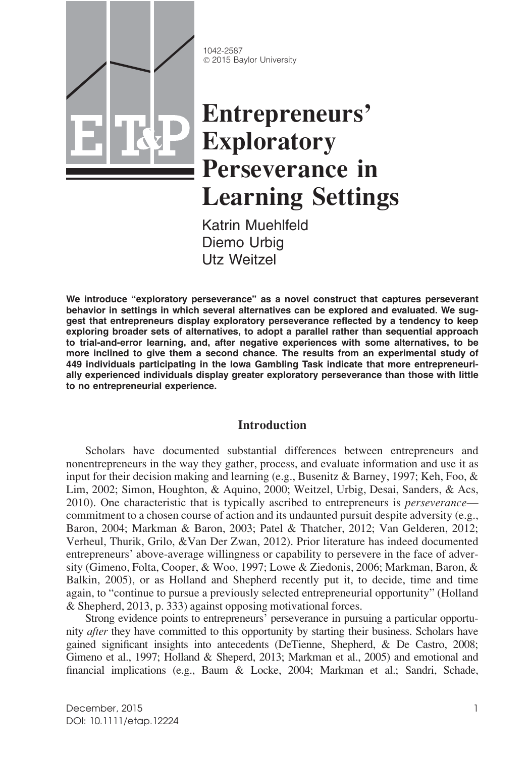1042-2587
© 2015 Baylor University

# Entrepreneurs' Exploratory Perseverance in Learning Settings

Katrin Muehlfeld
Diemo Urbig
Utz Weitzel

**We introduce "exploratory perseverance" as a novel construct that captures perseverant behavior in settings in which several alternatives can be explored and evaluated. We suggest that entrepreneurs display exploratory perseverance reflected by a tendency to keep exploring broader sets of alternatives, to adopt a parallel rather than sequential approach to trial-and-error learning, and, after negative experiences with some alternatives, to be more inclined to give them a second chance. The results from an experimental study of 449 individuals participating in the Iowa Gambling Task indicate that more entrepreneurially experienced individuals display greater exploratory perseverance than those with little to no entrepreneurial experience.**

## Introduction

Scholars have documented substantial differences between entrepreneurs and nonentrepreneurs in the way they gather, process, and evaluate information and use it as input for their decision making and learning (e.g., Busenitz & Barney, 1997; Keh, Foo, & Lim, 2002; Simon, Houghton, & Aquino, 2000; Weitzel, Urbig, Desai, Sanders, & Acs, 2010). One characteristic that is typically ascribed to entrepreneurs is *perseverance*—commitment to a chosen course of action and its undaunted pursuit despite adversity (e.g., Baron, 2004; Markman & Baron, 2003; Patel & Thatcher, 2012; Van Gelderen, 2012; Verheul, Thurik, Grilo, &Van Der Zwan, 2012). Prior literature has indeed documented entrepreneurs' above-average willingness or capability to persevere in the face of adversity (Gimeno, Folta, Cooper, & Woo, 1997; Lowe & Ziedonis, 2006; Markman, Baron, & Balkin, 2005), or as Holland and Shepherd recently put it, to decide, time and time again, to "continue to pursue a previously selected entrepreneurial opportunity" (Holland & Shepherd, 2013, p. 333) against opposing motivational forces.

Strong evidence points to entrepreneurs' perseverance in pursuing a particular opportunity *after* they have committed to this opportunity by starting their business. Scholars have gained significant insights into antecedents (DeTienne, Shepherd, & De Castro, 2008; Gimeno et al., 1997; Holland & Sheperd, 2013; Markman et al., 2005) and emotional and financial implications (e.g., Baum & Locke, 2004; Markman et al.; Sandri, Schade,

December, 2015
DOI: 10.1111/etap.12224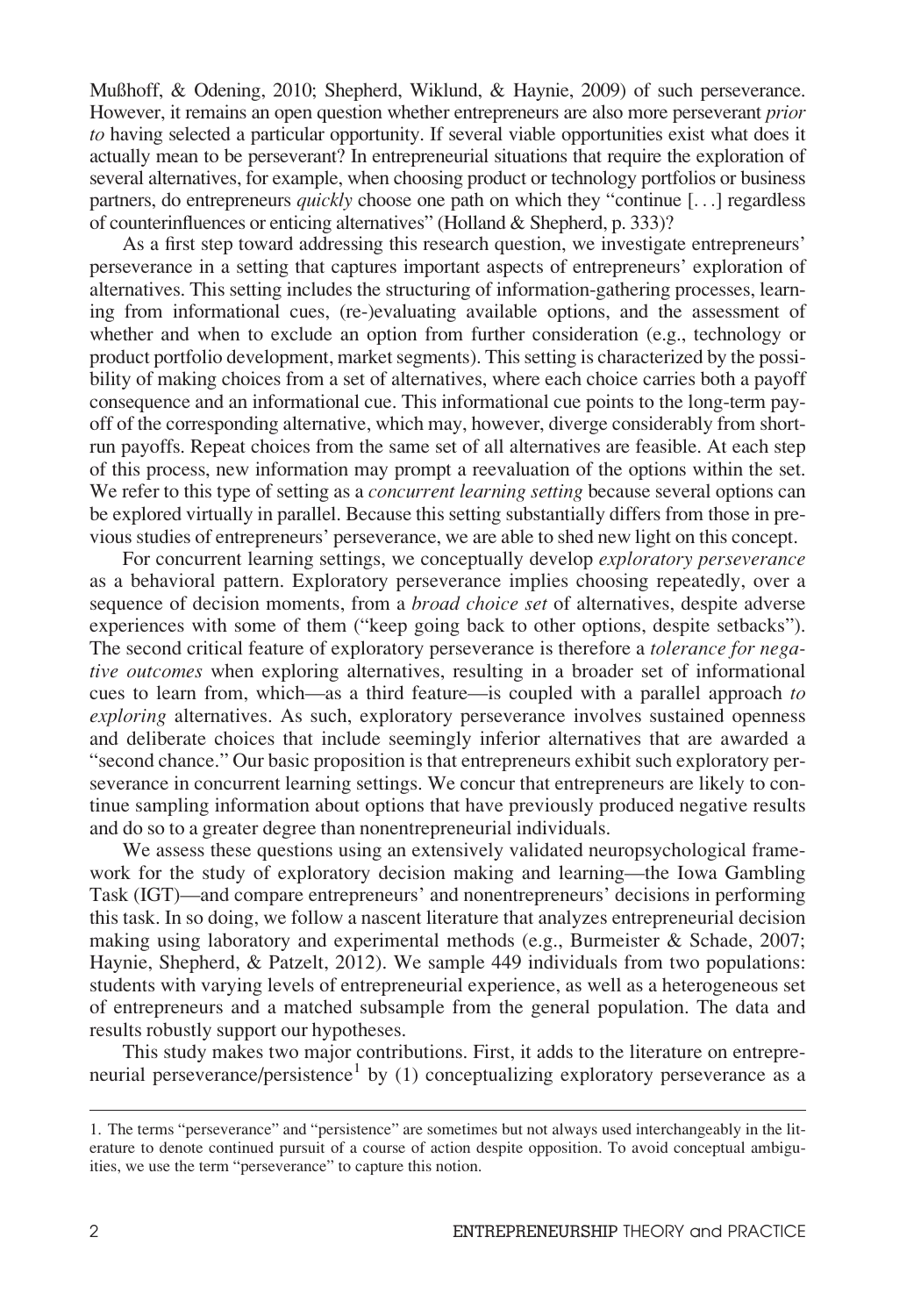Mußhoff, & Odening, 2010; Shepherd, Wiklund, & Haynie, 2009) of such perseverance. However, it remains an open question whether entrepreneurs are also more perseverant *prior to* having selected a particular opportunity. If several viable opportunities exist what does it actually mean to be perseverant? In entrepreneurial situations that require the exploration of several alternatives, for example, when choosing product or technology portfolios or business partners, do entrepreneurs *quickly* choose one path on which they "continue [. . .] regardless of counterinfluences or enticing alternatives" (Holland & Shepherd, p. 333)?

As a first step toward addressing this research question, we investigate entrepreneurs' perseverance in a setting that captures important aspects of entrepreneurs' exploration of alternatives. This setting includes the structuring of information-gathering processes, learning from informational cues, (re-)evaluating available options, and the assessment of whether and when to exclude an option from further consideration (e.g., technology or product portfolio development, market segments). This setting is characterized by the possibility of making choices from a set of alternatives, where each choice carries both a payoff consequence and an informational cue. This informational cue points to the long-term payoff of the corresponding alternative, which may, however, diverge considerably from short-run payoffs. Repeat choices from the same set of all alternatives are feasible. At each step of this process, new information may prompt a reevaluation of the options within the set. We refer to this type of setting as a *concurrent learning setting* because several options can be explored virtually in parallel. Because this setting substantially differs from those in previous studies of entrepreneurs' perseverance, we are able to shed new light on this concept.

For concurrent learning settings, we conceptually develop *exploratory perseverance* as a behavioral pattern. Exploratory perseverance implies choosing repeatedly, over a sequence of decision moments, from a *broad choice set* of alternatives, despite adverse experiences with some of them ("keep going back to other options, despite setbacks"). The second critical feature of exploratory perseverance is therefore a *tolerance for negative outcomes* when exploring alternatives, resulting in a broader set of informational cues to learn from, which—as a third feature—is coupled with a parallel approach *to exploring* alternatives. As such, exploratory perseverance involves sustained openness and deliberate choices that include seemingly inferior alternatives that are awarded a "second chance." Our basic proposition is that entrepreneurs exhibit such exploratory perseverance in concurrent learning settings. We concur that entrepreneurs are likely to continue sampling information about options that have previously produced negative results and do so to a greater degree than nonentrepreneurial individuals.

We assess these questions using an extensively validated neuropsychological framework for the study of exploratory decision making and learning—the Iowa Gambling Task (IGT)—and compare entrepreneurs' and nonentrepreneurs' decisions in performing this task. In so doing, we follow a nascent literature that analyzes entrepreneurial decision making using laboratory and experimental methods (e.g., Burmeister & Schade, 2007; Haynie, Shepherd, & Patzelt, 2012). We sample 449 individuals from two populations: students with varying levels of entrepreneurial experience, as well as a heterogeneous set of entrepreneurs and a matched subsample from the general population. The data and results robustly support our hypotheses.

This study makes two major contributions. First, it adds to the literature on entrepreneurial perseverance/persistence[1] by (1) conceptualizing exploratory perseverance as a

1. The terms "perseverance" and "persistence" are sometimes but not always used interchangeably in the literature to denote continued pursuit of a course of action despite opposition. To avoid conceptual ambiguities, we use the term "perseverance" to capture this notion.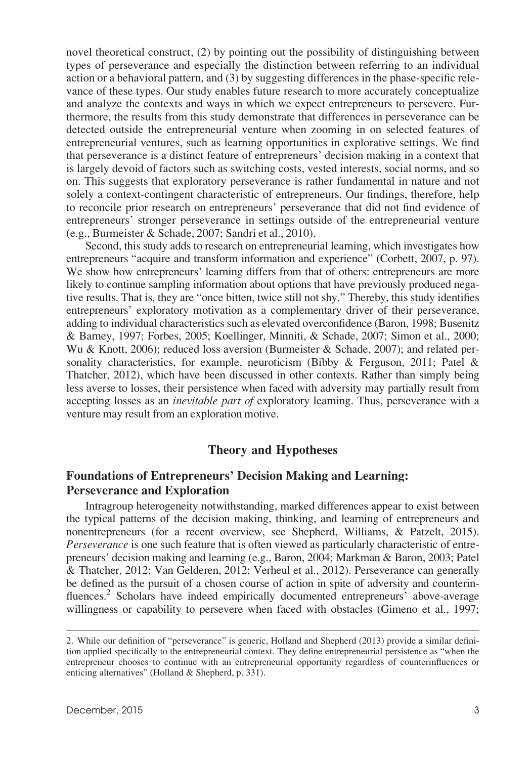novel theoretical construct, (2) by pointing out the possibility of distinguishing between types of perseverance and especially the distinction between referring to an individual action or a behavioral pattern, and (3) by suggesting differences in the phase-specific relevance of these types. Our study enables future research to more accurately conceptualize and analyze the contexts and ways in which we expect entrepreneurs to persevere. Furthermore, the results from this study demonstrate that differences in perseverance can be detected outside the entrepreneurial venture when zooming in on selected features of entrepreneurial ventures, such as learning opportunities in explorative settings. We find that perseverance is a distinct feature of entrepreneurs' decision making in a context that is largely devoid of factors such as switching costs, vested interests, social norms, and so on. This suggests that exploratory perseverance is rather fundamental in nature and not solely a context-contingent characteristic of entrepreneurs. Our findings, therefore, help to reconcile prior research on entrepreneurs' perseverance that did not find evidence of entrepreneurs' stronger perseverance in settings outside of the entrepreneurial venture (e.g., Burmeister & Schade, 2007; Sandri et al., 2010).

Second, this study adds to research on entrepreneurial learning, which investigates how entrepreneurs "acquire and transform information and experience" (Corbett, 2007, p. 97). We show how entrepreneurs' learning differs from that of others: entrepreneurs are more likely to continue sampling information about options that have previously produced negative results. That is, they are "once bitten, twice still not shy." Thereby, this study identifies entrepreneurs' exploratory motivation as a complementary driver of their perseverance, adding to individual characteristics such as elevated overconfidence (Baron, 1998; Busenitz & Barney, 1997; Forbes, 2005; Koellinger, Minniti, & Schade, 2007; Simon et al., 2000; Wu & Knott, 2006); reduced loss aversion (Burmeister & Schade, 2007); and related personality characteristics, for example, neuroticism (Bibby & Ferguson, 2011; Patel & Thatcher, 2012), which have been discussed in other contexts. Rather than simply being less averse to losses, their persistence when faced with adversity may partially result from accepting losses as an *inevitable part of* exploratory learning. Thus, perseverance with a venture may result from an exploration motive.

## Theory and Hypotheses

### Foundations of Entrepreneurs' Decision Making and Learning: Perseverance and Exploration

Intragroup heterogeneity notwithstanding, marked differences appear to exist between the typical patterns of the decision making, thinking, and learning of entrepreneurs and nonentrepreneurs (for a recent overview, see Shepherd, Williams, & Patzelt, 2015). *Perseverance* is one such feature that is often viewed as particularly characteristic of entrepreneurs' decision making and learning (e.g., Baron, 2004; Markman & Baron, 2003; Patel & Thatcher, 2012; Van Gelderen, 2012; Verheul et al., 2012). Perseverance can generally be defined as the pursuit of a chosen course of action in spite of adversity and counterinfluences.[2] Scholars have indeed empirically documented entrepreneurs' above-average willingness or capability to persevere when faced with obstacles (Gimeno et al., 1997;

2. While our definition of "perseverance" is generic, Holland and Shepherd (2013) provide a similar definition applied specifically to the entrepreneurial context. They define entrepreneurial persistence as "when the entrepreneur chooses to continue with an entrepreneurial opportunity regardless of counterinfluences or enticing alternatives" (Holland & Shepherd, p. 331).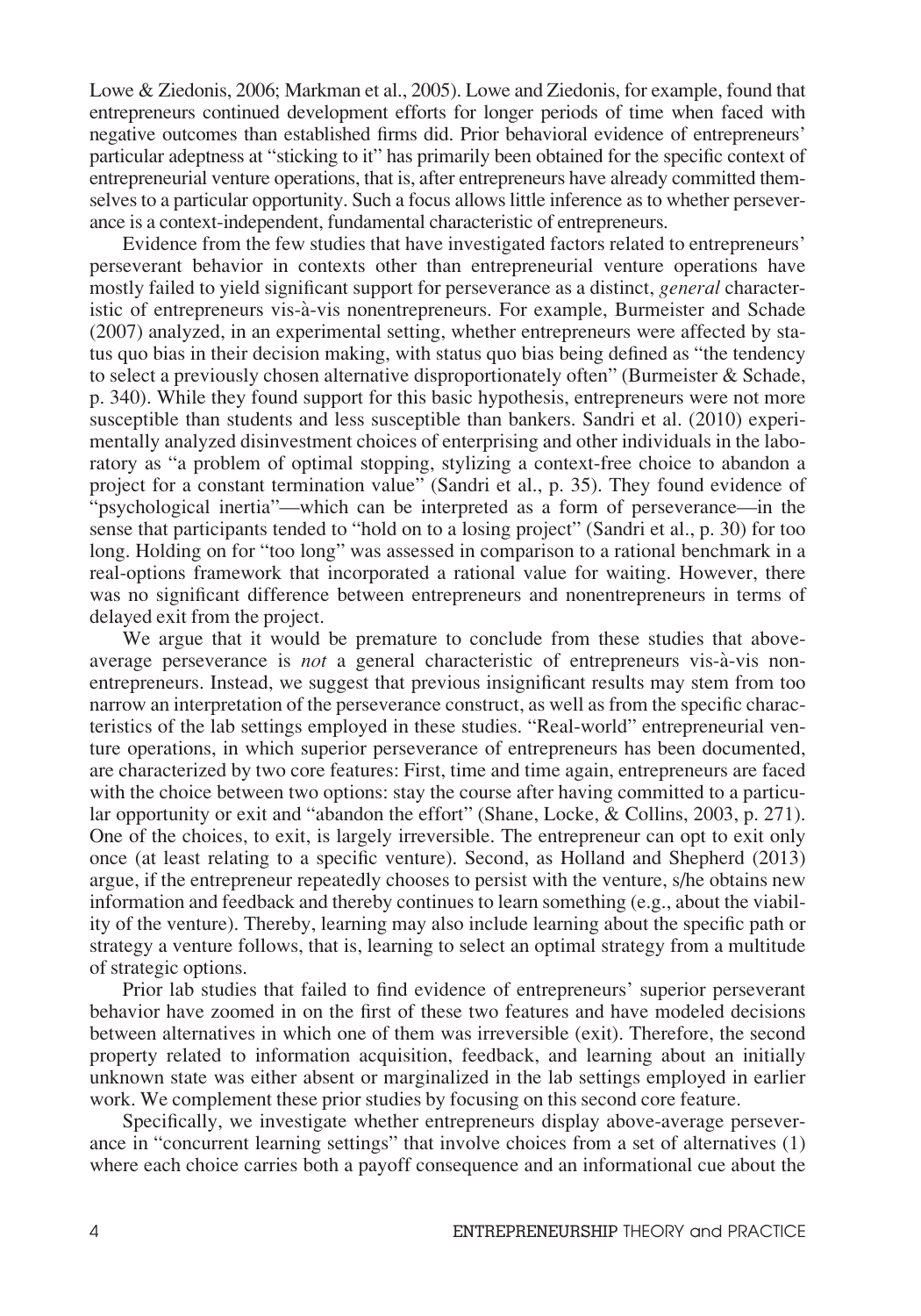Lowe & Ziedonis, 2006; Markman et al., 2005). Lowe and Ziedonis, for example, found that entrepreneurs continued development efforts for longer periods of time when faced with negative outcomes than established firms did. Prior behavioral evidence of entrepreneurs' particular adeptness at "sticking to it" has primarily been obtained for the specific context of entrepreneurial venture operations, that is, after entrepreneurs have already committed themselves to a particular opportunity. Such a focus allows little inference as to whether perseverance is a context-independent, fundamental characteristic of entrepreneurs.

Evidence from the few studies that have investigated factors related to entrepreneurs' perseverant behavior in contexts other than entrepreneurial venture operations have mostly failed to yield significant support for perseverance as a distinct, *general* characteristic of entrepreneurs vis-à-vis nonentrepreneurs. For example, Burmeister and Schade (2007) analyzed, in an experimental setting, whether entrepreneurs were affected by status quo bias in their decision making, with status quo bias being defined as "the tendency to select a previously chosen alternative disproportionately often" (Burmeister & Schade, p. 340). While they found support for this basic hypothesis, entrepreneurs were not more susceptible than students and less susceptible than bankers. Sandri et al. (2010) experimentally analyzed disinvestment choices of enterprising and other individuals in the laboratory as "a problem of optimal stopping, stylizing a context-free choice to abandon a project for a constant termination value" (Sandri et al., p. 35). They found evidence of "psychological inertia"—which can be interpreted as a form of perseverance—in the sense that participants tended to "hold on to a losing project" (Sandri et al., p. 30) for too long. Holding on for "too long" was assessed in comparison to a rational benchmark in a real-options framework that incorporated a rational value for waiting. However, there was no significant difference between entrepreneurs and nonentrepreneurs in terms of delayed exit from the project.

We argue that it would be premature to conclude from these studies that above-average perseverance is *not* a general characteristic of entrepreneurs vis-à-vis nonentrepreneurs. Instead, we suggest that previous insignificant results may stem from too narrow an interpretation of the perseverance construct, as well as from the specific characteristics of the lab settings employed in these studies. "Real-world" entrepreneurial venture operations, in which superior perseverance of entrepreneurs has been documented, are characterized by two core features: First, time and time again, entrepreneurs are faced with the choice between two options: stay the course after having committed to a particular opportunity or exit and "abandon the effort" (Shane, Locke, & Collins, 2003, p. 271). One of the choices, to exit, is largely irreversible. The entrepreneur can opt to exit only once (at least relating to a specific venture). Second, as Holland and Shepherd (2013) argue, if the entrepreneur repeatedly chooses to persist with the venture, s/he obtains new information and feedback and thereby continues to learn something (e.g., about the viability of the venture). Thereby, learning may also include learning about the specific path or strategy a venture follows, that is, learning to select an optimal strategy from a multitude of strategic options.

Prior lab studies that failed to find evidence of entrepreneurs' superior perseverant behavior have zoomed in on the first of these two features and have modeled decisions between alternatives in which one of them was irreversible (exit). Therefore, the second property related to information acquisition, feedback, and learning about an initially unknown state was either absent or marginalized in the lab settings employed in earlier work. We complement these prior studies by focusing on this second core feature.

Specifically, we investigate whether entrepreneurs display above-average perseverance in "concurrent learning settings" that involve choices from a set of alternatives (1) where each choice carries both a payoff consequence and an informational cue about the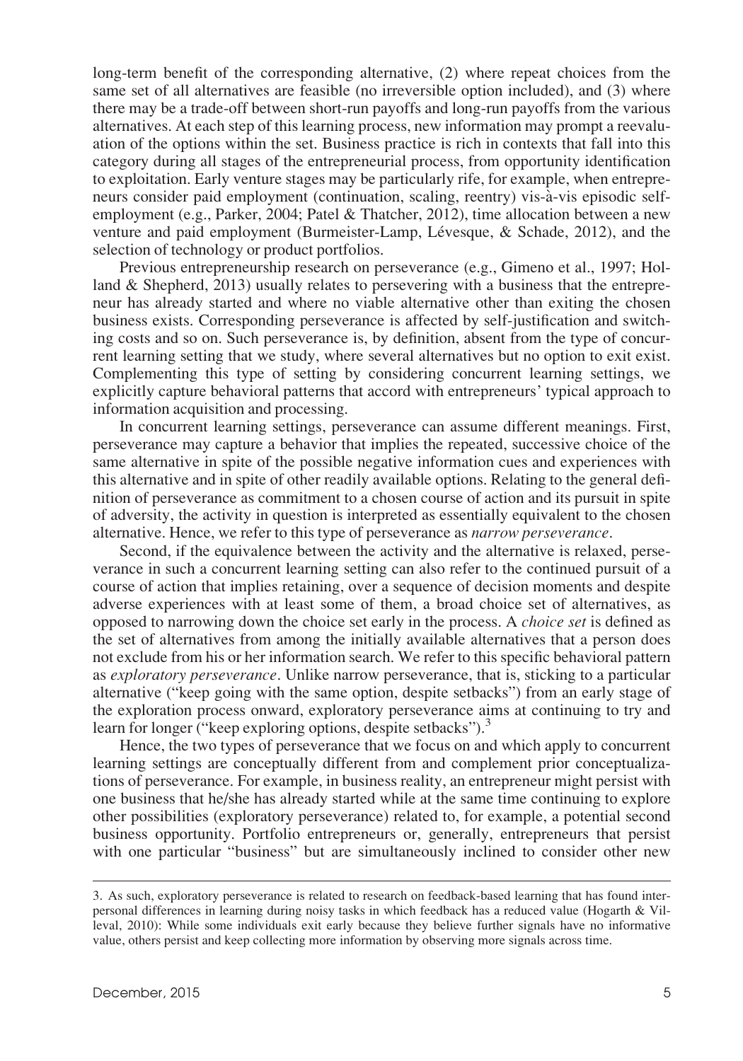long-term benefit of the corresponding alternative, (2) where repeat choices from the same set of all alternatives are feasible (no irreversible option included), and (3) where there may be a trade-off between short-run payoffs and long-run payoffs from the various alternatives. At each step of this learning process, new information may prompt a reevaluation of the options within the set. Business practice is rich in contexts that fall into this category during all stages of the entrepreneurial process, from opportunity identification to exploitation. Early venture stages may be particularly rife, for example, when entrepreneurs consider paid employment (continuation, scaling, reentry) vis-à-vis episodic self-employment (e.g., Parker, 2004; Patel & Thatcher, 2012), time allocation between a new venture and paid employment (Burmeister-Lamp, Lévesque, & Schade, 2012), and the selection of technology or product portfolios.

Previous entrepreneurship research on perseverance (e.g., Gimeno et al., 1997; Holland & Shepherd, 2013) usually relates to persevering with a business that the entrepreneur has already started and where no viable alternative other than exiting the chosen business exists. Corresponding perseverance is affected by self-justification and switching costs and so on. Such perseverance is, by definition, absent from the type of concurrent learning setting that we study, where several alternatives but no option to exit exist. Complementing this type of setting by considering concurrent learning settings, we explicitly capture behavioral patterns that accord with entrepreneurs' typical approach to information acquisition and processing.

In concurrent learning settings, perseverance can assume different meanings. First, perseverance may capture a behavior that implies the repeated, successive choice of the same alternative in spite of the possible negative information cues and experiences with this alternative and in spite of other readily available options. Relating to the general definition of perseverance as commitment to a chosen course of action and its pursuit in spite of adversity, the activity in question is interpreted as essentially equivalent to the chosen alternative. Hence, we refer to this type of perseverance as *narrow perseverance*.

Second, if the equivalence between the activity and the alternative is relaxed, perseverance in such a concurrent learning setting can also refer to the continued pursuit of a course of action that implies retaining, over a sequence of decision moments and despite adverse experiences with at least some of them, a broad choice set of alternatives, as opposed to narrowing down the choice set early in the process. A *choice set* is defined as the set of alternatives from among the initially available alternatives that a person does not exclude from his or her information search. We refer to this specific behavioral pattern as *exploratory perseverance*. Unlike narrow perseverance, that is, sticking to a particular alternative ("keep going with the same option, despite setbacks") from an early stage of the exploration process onward, exploratory perseverance aims at continuing to try and learn for longer ("keep exploring options, despite setbacks").[3]

Hence, the two types of perseverance that we focus on and which apply to concurrent learning settings are conceptually different from and complement prior conceptualizations of perseverance. For example, in business reality, an entrepreneur might persist with one business that he/she has already started while at the same time continuing to explore other possibilities (exploratory perseverance) related to, for example, a potential second business opportunity. Portfolio entrepreneurs or, generally, entrepreneurs that persist with one particular "business" but are simultaneously inclined to consider other new

3. As such, exploratory perseverance is related to research on feedback-based learning that has found interpersonal differences in learning during noisy tasks in which feedback has a reduced value (Hogarth & Villeval, 2010): While some individuals exit early because they believe further signals have no informative value, others persist and keep collecting more information by observing more signals across time.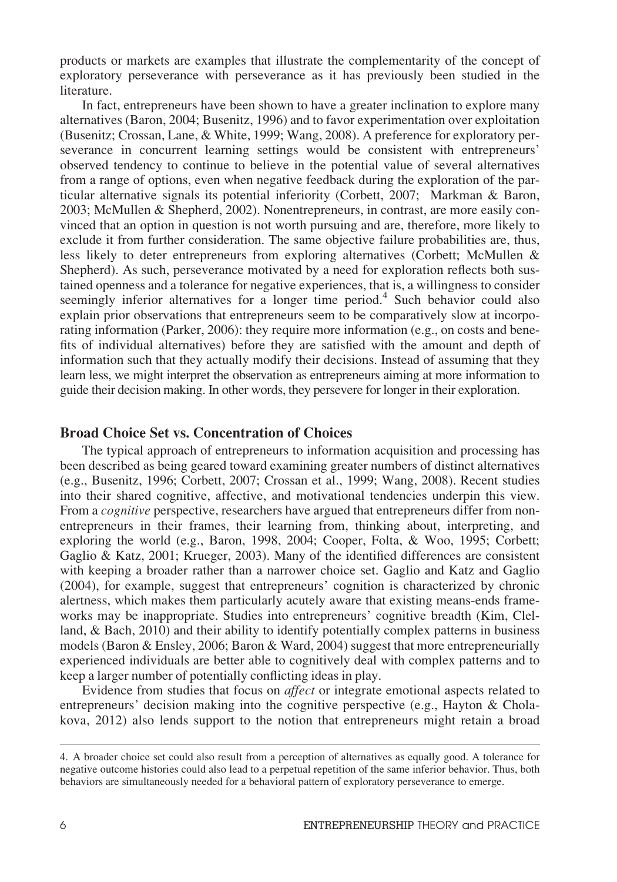products or markets are examples that illustrate the complementarity of the concept of exploratory perseverance with perseverance as it has previously been studied in the literature.

In fact, entrepreneurs have been shown to have a greater inclination to explore many alternatives (Baron, 2004; Busenitz, 1996) and to favor experimentation over exploitation (Busenitz; Crossan, Lane, & White, 1999; Wang, 2008). A preference for exploratory perseverance in concurrent learning settings would be consistent with entrepreneurs' observed tendency to continue to believe in the potential value of several alternatives from a range of options, even when negative feedback during the exploration of the particular alternative signals its potential inferiority (Corbett, 2007; Markman & Baron, 2003; McMullen & Shepherd, 2002). Nonentrepreneurs, in contrast, are more easily convinced that an option in question is not worth pursuing and are, therefore, more likely to exclude it from further consideration. The same objective failure probabilities are, thus, less likely to deter entrepreneurs from exploring alternatives (Corbett; McMullen & Shepherd). As such, perseverance motivated by a need for exploration reflects both sustained openness and a tolerance for negative experiences, that is, a willingness to consider seemingly inferior alternatives for a longer time period.[4] Such behavior could also explain prior observations that entrepreneurs seem to be comparatively slow at incorporating information (Parker, 2006): they require more information (e.g., on costs and benefits of individual alternatives) before they are satisfied with the amount and depth of information such that they actually modify their decisions. Instead of assuming that they learn less, we might interpret the observation as entrepreneurs aiming at more information to guide their decision making. In other words, they persevere for longer in their exploration.

## Broad Choice Set vs. Concentration of Choices

The typical approach of entrepreneurs to information acquisition and processing has been described as being geared toward examining greater numbers of distinct alternatives (e.g., Busenitz, 1996; Corbett, 2007; Crossan et al., 1999; Wang, 2008). Recent studies into their shared cognitive, affective, and motivational tendencies underpin this view. From a *cognitive* perspective, researchers have argued that entrepreneurs differ from nonentrepreneurs in their frames, their learning from, thinking about, interpreting, and exploring the world (e.g., Baron, 1998, 2004; Cooper, Folta, & Woo, 1995; Corbett; Gaglio & Katz, 2001; Krueger, 2003). Many of the identified differences are consistent with keeping a broader rather than a narrower choice set. Gaglio and Katz and Gaglio (2004), for example, suggest that entrepreneurs' cognition is characterized by chronic alertness, which makes them particularly acutely aware that existing means-ends frameworks may be inappropriate. Studies into entrepreneurs' cognitive breadth (Kim, Clelland, & Bach, 2010) and their ability to identify potentially complex patterns in business models (Baron & Ensley, 2006; Baron & Ward, 2004) suggest that more entrepreneurially experienced individuals are better able to cognitively deal with complex patterns and to keep a larger number of potentially conflicting ideas in play.

Evidence from studies that focus on *affect* or integrate emotional aspects related to entrepreneurs' decision making into the cognitive perspective (e.g., Hayton & Cholakova, 2012) also lends support to the notion that entrepreneurs might retain a broad

4. A broader choice set could also result from a perception of alternatives as equally good. A tolerance for negative outcome histories could also lead to a perpetual repetition of the same inferior behavior. Thus, both behaviors are simultaneously needed for a behavioral pattern of exploratory perseverance to emerge.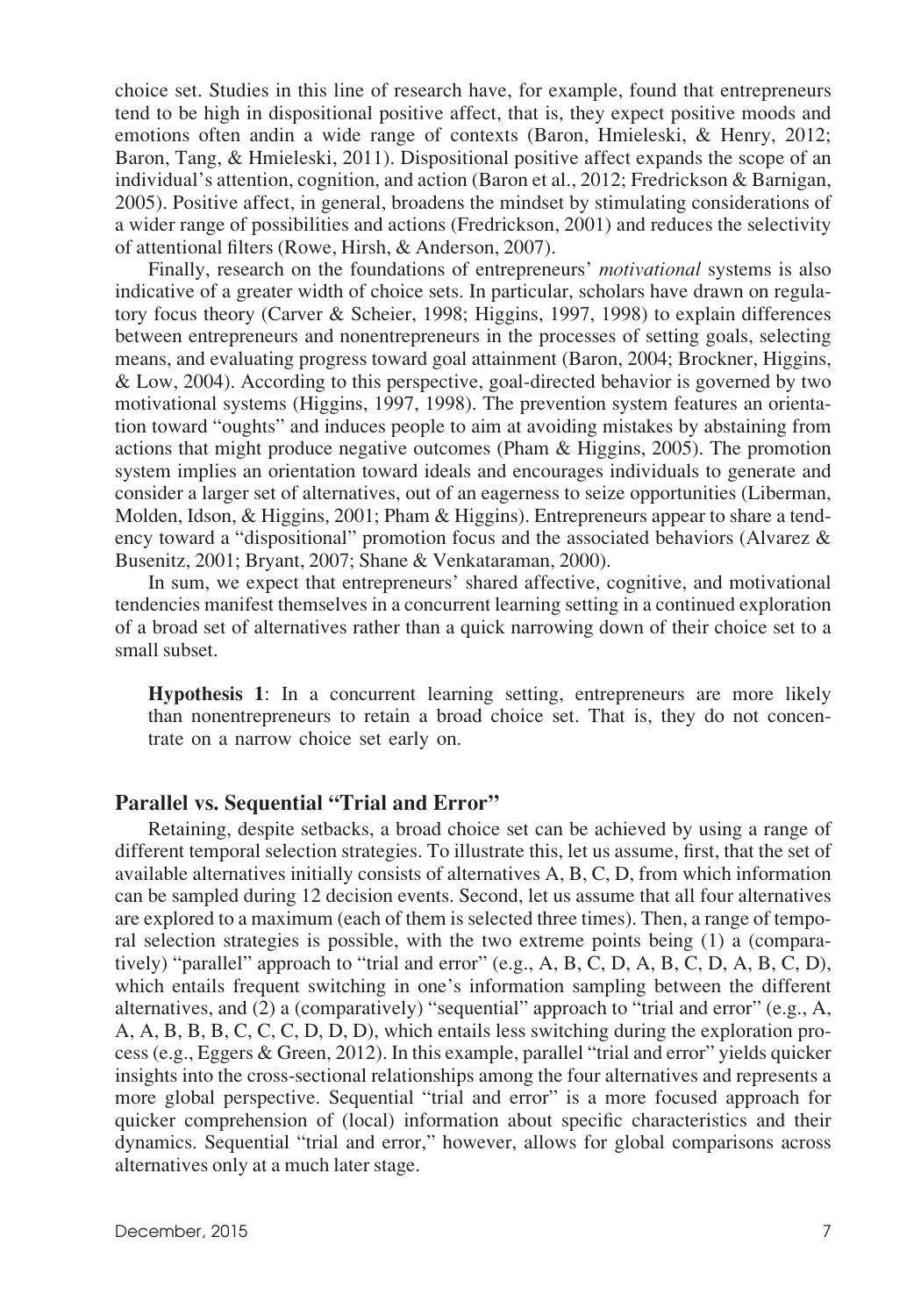choice set. Studies in this line of research have, for example, found that entrepreneurs tend to be high in dispositional positive affect, that is, they expect positive moods and emotions often andin a wide range of contexts (Baron, Hmieleski, & Henry, 2012; Baron, Tang, & Hmieleski, 2011). Dispositional positive affect expands the scope of an individual's attention, cognition, and action (Baron et al., 2012; Fredrickson & Barnigan, 2005). Positive affect, in general, broadens the mindset by stimulating considerations of a wider range of possibilities and actions (Fredrickson, 2001) and reduces the selectivity of attentional filters (Rowe, Hirsh, & Anderson, 2007).

Finally, research on the foundations of entrepreneurs' *motivational* systems is also indicative of a greater width of choice sets. In particular, scholars have drawn on regulatory focus theory (Carver & Scheier, 1998; Higgins, 1997, 1998) to explain differences between entrepreneurs and nonentrepreneurs in the processes of setting goals, selecting means, and evaluating progress toward goal attainment (Baron, 2004; Brockner, Higgins, & Low, 2004). According to this perspective, goal-directed behavior is governed by two motivational systems (Higgins, 1997, 1998). The prevention system features an orientation toward "oughts" and induces people to aim at avoiding mistakes by abstaining from actions that might produce negative outcomes (Pham & Higgins, 2005). The promotion system implies an orientation toward ideals and encourages individuals to generate and consider a larger set of alternatives, out of an eagerness to seize opportunities (Liberman, Molden, Idson, & Higgins, 2001; Pham & Higgins). Entrepreneurs appear to share a tendency toward a "dispositional" promotion focus and the associated behaviors (Alvarez & Busenitz, 2001; Bryant, 2007; Shane & Venkataraman, 2000).

In sum, we expect that entrepreneurs' shared affective, cognitive, and motivational tendencies manifest themselves in a concurrent learning setting in a continued exploration of a broad set of alternatives rather than a quick narrowing down of their choice set to a small subset.

> **Hypothesis 1**: In a concurrent learning setting, entrepreneurs are more likely than nonentrepreneurs to retain a broad choice set. That is, they do not concentrate on a narrow choice set early on.

## Parallel vs. Sequential "Trial and Error"

Retaining, despite setbacks, a broad choice set can be achieved by using a range of different temporal selection strategies. To illustrate this, let us assume, first, that the set of available alternatives initially consists of alternatives A, B, C, D, from which information can be sampled during 12 decision events. Second, let us assume that all four alternatives are explored to a maximum (each of them is selected three times). Then, a range of temporal selection strategies is possible, with the two extreme points being (1) a (comparatively) "parallel" approach to "trial and error" (e.g., A, B, C, D, A, B, C, D, A, B, C, D), which entails frequent switching in one's information sampling between the different alternatives, and (2) a (comparatively) "sequential" approach to "trial and error" (e.g., A, A, A, B, B, B, C, C, C, D, D, D), which entails less switching during the exploration process (e.g., Eggers & Green, 2012). In this example, parallel "trial and error" yields quicker insights into the cross-sectional relationships among the four alternatives and represents a more global perspective. Sequential "trial and error" is a more focused approach for quicker comprehension of (local) information about specific characteristics and their dynamics. Sequential "trial and error," however, allows for global comparisons across alternatives only at a much later stage.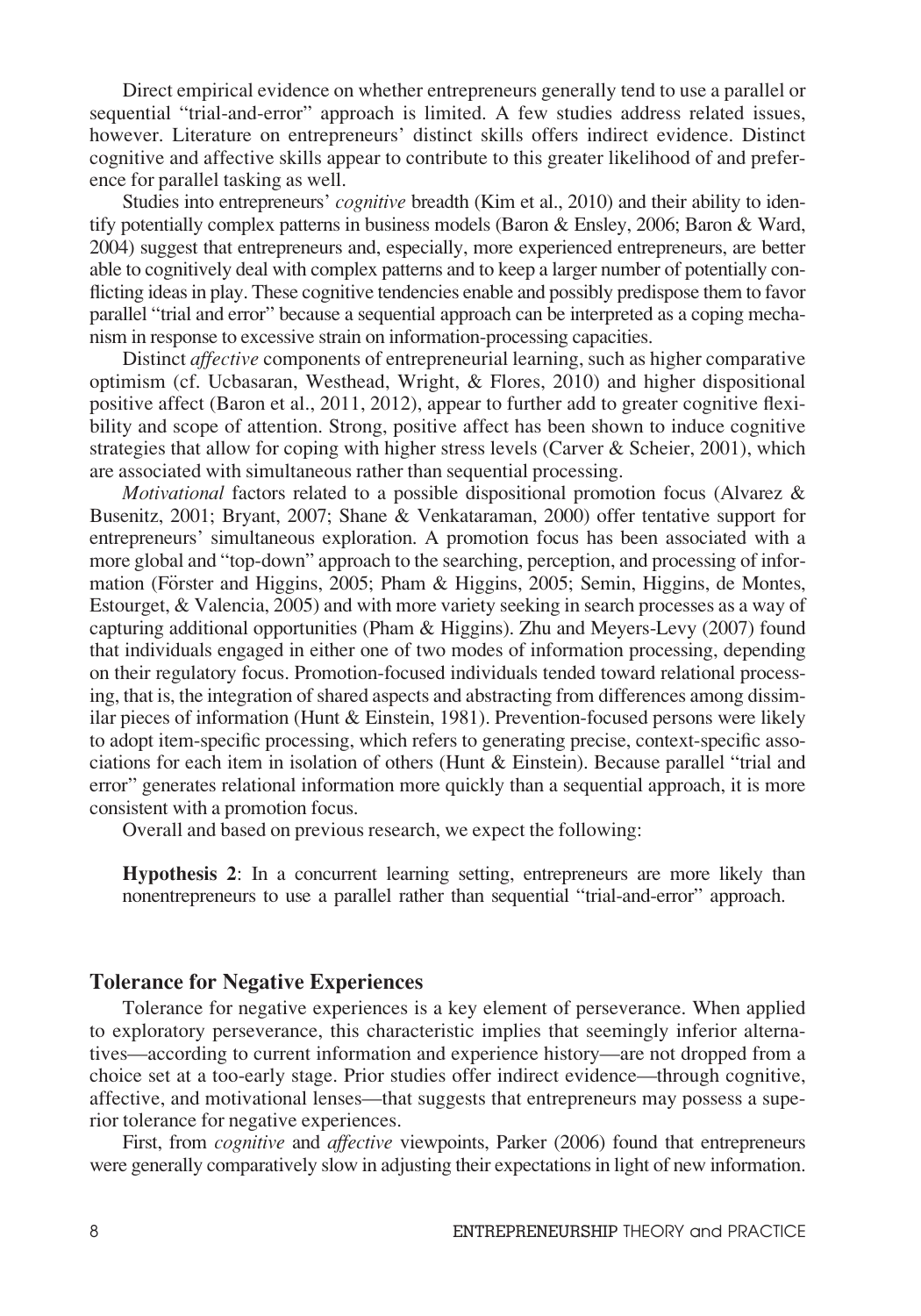Direct empirical evidence on whether entrepreneurs generally tend to use a parallel or sequential "trial-and-error" approach is limited. A few studies address related issues, however. Literature on entrepreneurs' distinct skills offers indirect evidence. Distinct cognitive and affective skills appear to contribute to this greater likelihood of and preference for parallel tasking as well.

Studies into entrepreneurs' *cognitive* breadth (Kim et al., 2010) and their ability to identify potentially complex patterns in business models (Baron & Ensley, 2006; Baron & Ward, 2004) suggest that entrepreneurs and, especially, more experienced entrepreneurs, are better able to cognitively deal with complex patterns and to keep a larger number of potentially conflicting ideas in play. These cognitive tendencies enable and possibly predispose them to favor parallel "trial and error" because a sequential approach can be interpreted as a coping mechanism in response to excessive strain on information-processing capacities.

Distinct *affective* components of entrepreneurial learning, such as higher comparative optimism (cf. Ucbasaran, Westhead, Wright, & Flores, 2010) and higher dispositional positive affect (Baron et al., 2011, 2012), appear to further add to greater cognitive flexibility and scope of attention. Strong, positive affect has been shown to induce cognitive strategies that allow for coping with higher stress levels (Carver & Scheier, 2001), which are associated with simultaneous rather than sequential processing.

*Motivational* factors related to a possible dispositional promotion focus (Alvarez & Busenitz, 2001; Bryant, 2007; Shane & Venkataraman, 2000) offer tentative support for entrepreneurs' simultaneous exploration. A promotion focus has been associated with a more global and "top-down" approach to the searching, perception, and processing of information (Förster and Higgins, 2005; Pham & Higgins, 2005; Semin, Higgins, de Montes, Estourget, & Valencia, 2005) and with more variety seeking in search processes as a way of capturing additional opportunities (Pham & Higgins). Zhu and Meyers-Levy (2007) found that individuals engaged in either one of two modes of information processing, depending on their regulatory focus. Promotion-focused individuals tended toward relational processing, that is, the integration of shared aspects and abstracting from differences among dissimilar pieces of information (Hunt & Einstein, 1981). Prevention-focused persons were likely to adopt item-specific processing, which refers to generating precise, context-specific associations for each item in isolation of others (Hunt & Einstein). Because parallel "trial and error" generates relational information more quickly than a sequential approach, it is more consistent with a promotion focus.

Overall and based on previous research, we expect the following:

> **Hypothesis 2**: In a concurrent learning setting, entrepreneurs are more likely than nonentrepreneurs to use a parallel rather than sequential "trial-and-error" approach.

## Tolerance for Negative Experiences

Tolerance for negative experiences is a key element of perseverance. When applied to exploratory perseverance, this characteristic implies that seemingly inferior alternatives—according to current information and experience history—are not dropped from a choice set at a too-early stage. Prior studies offer indirect evidence—through cognitive, affective, and motivational lenses—that suggests that entrepreneurs may possess a superior tolerance for negative experiences.

First, from *cognitive* and *affective* viewpoints, Parker (2006) found that entrepreneurs were generally comparatively slow in adjusting their expectations in light of new information.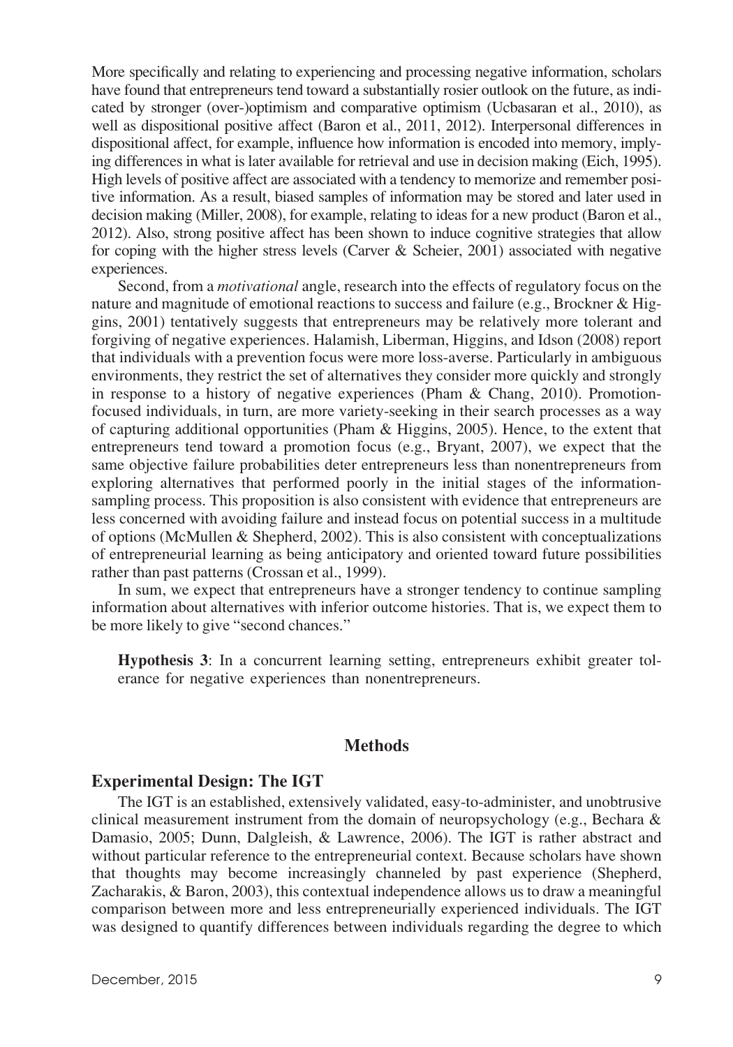More specifically and relating to experiencing and processing negative information, scholars have found that entrepreneurs tend toward a substantially rosier outlook on the future, as indicated by stronger (over-)optimism and comparative optimism (Ucbasaran et al., 2010), as well as dispositional positive affect (Baron et al., 2011, 2012). Interpersonal differences in dispositional affect, for example, influence how information is encoded into memory, implying differences in what is later available for retrieval and use in decision making (Eich, 1995). High levels of positive affect are associated with a tendency to memorize and remember positive information. As a result, biased samples of information may be stored and later used in decision making (Miller, 2008), for example, relating to ideas for a new product (Baron et al., 2012). Also, strong positive affect has been shown to induce cognitive strategies that allow for coping with the higher stress levels (Carver & Scheier, 2001) associated with negative experiences.

Second, from a *motivational* angle, research into the effects of regulatory focus on the nature and magnitude of emotional reactions to success and failure (e.g., Brockner & Higgins, 2001) tentatively suggests that entrepreneurs may be relatively more tolerant and forgiving of negative experiences. Halamish, Liberman, Higgins, and Idson (2008) report that individuals with a prevention focus were more loss-averse. Particularly in ambiguous environments, they restrict the set of alternatives they consider more quickly and strongly in response to a history of negative experiences (Pham & Chang, 2010). Promotion-focused individuals, in turn, are more variety-seeking in their search processes as a way of capturing additional opportunities (Pham & Higgins, 2005). Hence, to the extent that entrepreneurs tend toward a promotion focus (e.g., Bryant, 2007), we expect that the same objective failure probabilities deter entrepreneurs less than nonentrepreneurs from exploring alternatives that performed poorly in the initial stages of the information-sampling process. This proposition is also consistent with evidence that entrepreneurs are less concerned with avoiding failure and instead focus on potential success in a multitude of options (McMullen & Shepherd, 2002). This is also consistent with conceptualizations of entrepreneurial learning as being anticipatory and oriented toward future possibilities rather than past patterns (Crossan et al., 1999).

In sum, we expect that entrepreneurs have a stronger tendency to continue sampling information about alternatives with inferior outcome histories. That is, we expect them to be more likely to give "second chances."

> **Hypothesis 3**: In a concurrent learning setting, entrepreneurs exhibit greater tolerance for negative experiences than nonentrepreneurs.

## Methods

### Experimental Design: The IGT

The IGT is an established, extensively validated, easy-to-administer, and unobtrusive clinical measurement instrument from the domain of neuropsychology (e.g., Bechara & Damasio, 2005; Dunn, Dalgleish, & Lawrence, 2006). The IGT is rather abstract and without particular reference to the entrepreneurial context. Because scholars have shown that thoughts may become increasingly channeled by past experience (Shepherd, Zacharakis, & Baron, 2003), this contextual independence allows us to draw a meaningful comparison between more and less entrepreneurially experienced individuals. The IGT was designed to quantify differences between individuals regarding the degree to which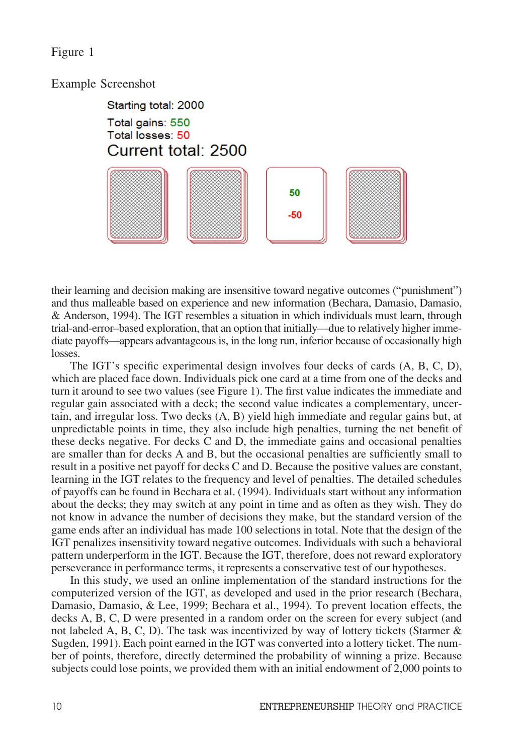Figure 1

Example Screenshot

Starting total: 2000

Total gains: 550

Total losses: 50

Current total: 2500

50

-50

their learning and decision making are insensitive toward negative outcomes ("punishment") and thus malleable based on experience and new information (Bechara, Damasio, Damasio, & Anderson, 1994). The IGT resembles a situation in which individuals must learn, through trial-and-error–based exploration, that an option that initially—due to relatively higher immediate payoffs—appears advantageous is, in the long run, inferior because of occasionally high losses.

The IGT's specific experimental design involves four decks of cards (A, B, C, D), which are placed face down. Individuals pick one card at a time from one of the decks and turn it around to see two values (see Figure 1). The first value indicates the immediate and regular gain associated with a deck; the second value indicates a complementary, uncertain, and irregular loss. Two decks (A, B) yield high immediate and regular gains but, at unpredictable points in time, they also include high penalties, turning the net benefit of these decks negative. For decks C and D, the immediate gains and occasional penalties are smaller than for decks A and B, but the occasional penalties are sufficiently small to result in a positive net payoff for decks C and D. Because the positive values are constant, learning in the IGT relates to the frequency and level of penalties. The detailed schedules of payoffs can be found in Bechara et al. (1994). Individuals start without any information about the decks; they may switch at any point in time and as often as they wish. They do not know in advance the number of decisions they make, but the standard version of the game ends after an individual has made 100 selections in total. Note that the design of the IGT penalizes insensitivity toward negative outcomes. Individuals with such a behavioral pattern underperform in the IGT. Because the IGT, therefore, does not reward exploratory perseverance in performance terms, it represents a conservative test of our hypotheses.

In this study, we used an online implementation of the standard instructions for the computerized version of the IGT, as developed and used in the prior research (Bechara, Damasio, Damasio, & Lee, 1999; Bechara et al., 1994). To prevent location effects, the decks A, B, C, D were presented in a random order on the screen for every subject (and not labeled A, B, C, D). The task was incentivized by way of lottery tickets (Starmer & Sugden, 1991). Each point earned in the IGT was converted into a lottery ticket. The number of points, therefore, directly determined the probability of winning a prize. Because subjects could lose points, we provided them with an initial endowment of 2,000 points to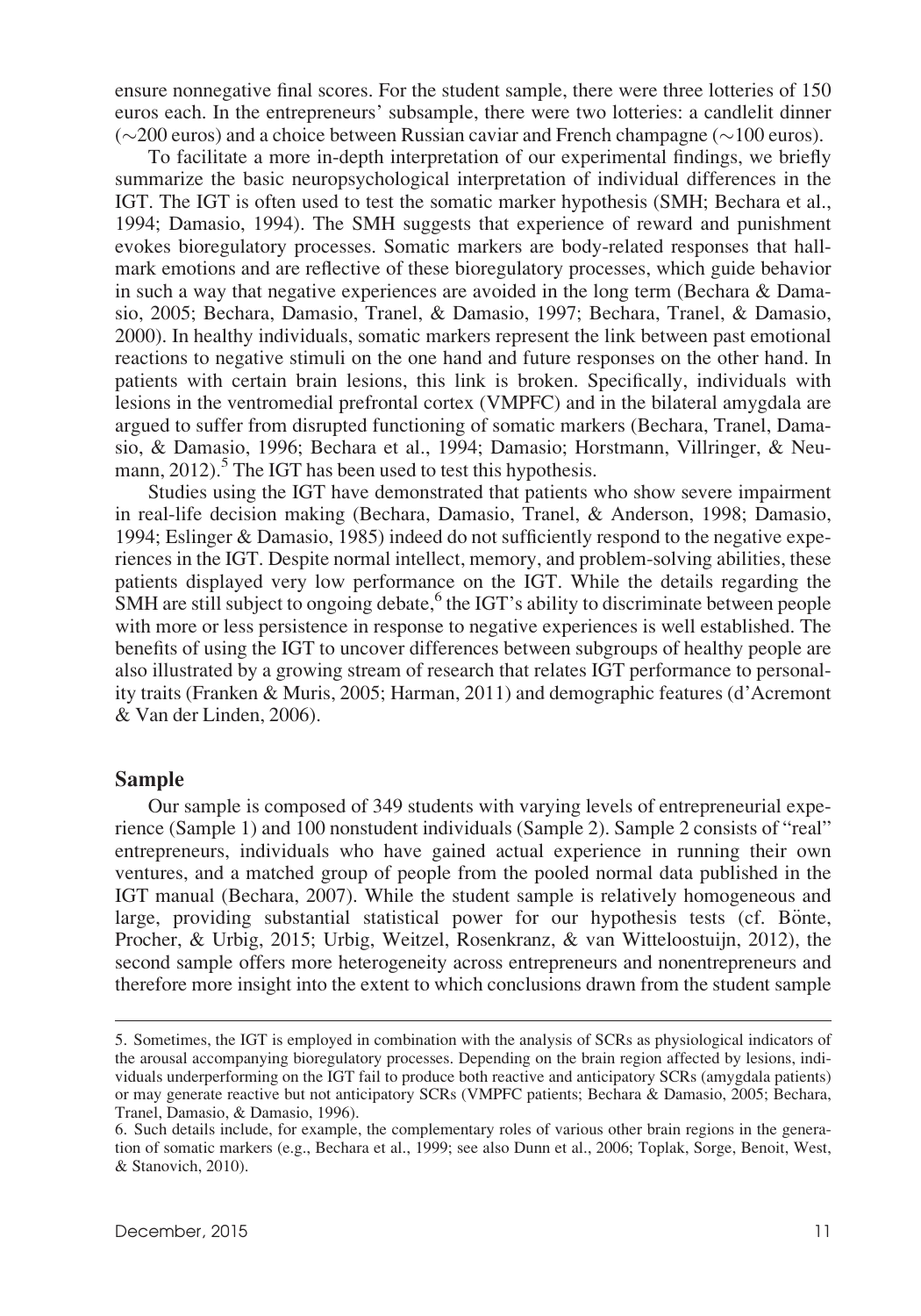ensure nonnegative final scores. For the student sample, there were three lotteries of 150 euros each. In the entrepreneurs' subsample, there were two lotteries: a candlelit dinner (~200 euros) and a choice between Russian caviar and French champagne (~100 euros).

To facilitate a more in-depth interpretation of our experimental findings, we briefly summarize the basic neuropsychological interpretation of individual differences in the IGT. The IGT is often used to test the somatic marker hypothesis (SMH; Bechara et al., 1994; Damasio, 1994). The SMH suggests that experience of reward and punishment evokes bioregulatory processes. Somatic markers are body-related responses that hallmark emotions and are reflective of these bioregulatory processes, which guide behavior in such a way that negative experiences are avoided in the long term (Bechara & Damasio, 2005; Bechara, Damasio, Tranel, & Damasio, 1997; Bechara, Tranel, & Damasio, 2000). In healthy individuals, somatic markers represent the link between past emotional reactions to negative stimuli on the one hand and future responses on the other hand. In patients with certain brain lesions, this link is broken. Specifically, individuals with lesions in the ventromedial prefrontal cortex (VMPFC) and in the bilateral amygdala are argued to suffer from disrupted functioning of somatic markers (Bechara, Tranel, Damasio, & Damasio, 1996; Bechara et al., 1994; Damasio; Horstmann, Villringer, & Neumann, 2012).[5] The IGT has been used to test this hypothesis.

Studies using the IGT have demonstrated that patients who show severe impairment in real-life decision making (Bechara, Damasio, Tranel, & Anderson, 1998; Damasio, 1994; Eslinger & Damasio, 1985) indeed do not sufficiently respond to the negative experiences in the IGT. Despite normal intellect, memory, and problem-solving abilities, these patients displayed very low performance on the IGT. While the details regarding the SMH are still subject to ongoing debate,[6] the IGT's ability to discriminate between people with more or less persistence in response to negative experiences is well established. The benefits of using the IGT to uncover differences between subgroups of healthy people are also illustrated by a growing stream of research that relates IGT performance to personality traits (Franken & Muris, 2005; Harman, 2011) and demographic features (d'Acremont & Van der Linden, 2006).

## Sample

Our sample is composed of 349 students with varying levels of entrepreneurial experience (Sample 1) and 100 nonstudent individuals (Sample 2). Sample 2 consists of "real" entrepreneurs, individuals who have gained actual experience in running their own ventures, and a matched group of people from the pooled normal data published in the IGT manual (Bechara, 2007). While the student sample is relatively homogeneous and large, providing substantial statistical power for our hypothesis tests (cf. Bönte, Procher, & Urbig, 2015; Urbig, Weitzel, Rosenkranz, & van Witteloostuijn, 2012), the second sample offers more heterogeneity across entrepreneurs and nonentrepreneurs and therefore more insight into the extent to which conclusions drawn from the student sample

---

5. Sometimes, the IGT is employed in combination with the analysis of SCRs as physiological indicators of the arousal accompanying bioregulatory processes. Depending on the brain region affected by lesions, individuals underperforming on the IGT fail to produce both reactive and anticipatory SCRs (amygdala patients) or may generate reactive but not anticipatory SCRs (VMPFC patients; Bechara & Damasio, 2005; Bechara, Tranel, Damasio, & Damasio, 1996).

6. Such details include, for example, the complementary roles of various other brain regions in the generation of somatic markers (e.g., Bechara et al., 1999; see also Dunn et al., 2006; Toplak, Sorge, Benoit, West, & Stanovich, 2010).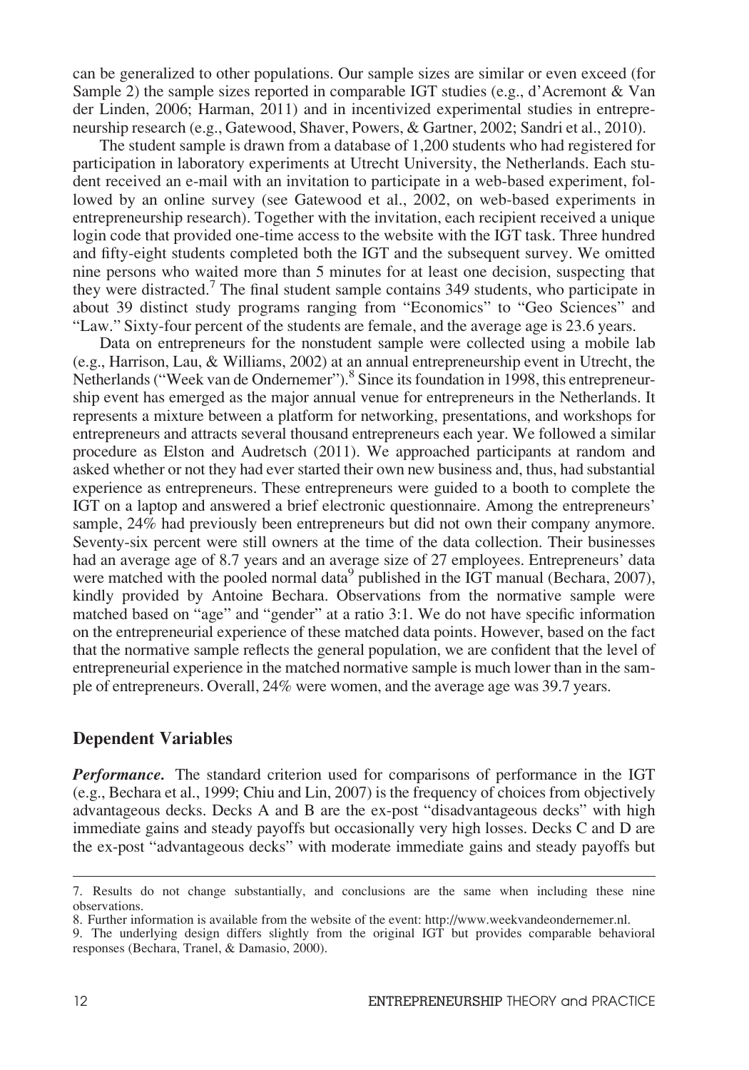can be generalized to other populations. Our sample sizes are similar or even exceed (for Sample 2) the sample sizes reported in comparable IGT studies (e.g., d'Acremont & Van der Linden, 2006; Harman, 2011) and in incentivized experimental studies in entrepreneurship research (e.g., Gatewood, Shaver, Powers, & Gartner, 2002; Sandri et al., 2010).

The student sample is drawn from a database of 1,200 students who had registered for participation in laboratory experiments at Utrecht University, the Netherlands. Each student received an e-mail with an invitation to participate in a web-based experiment, followed by an online survey (see Gatewood et al., 2002, on web-based experiments in entrepreneurship research). Together with the invitation, each recipient received a unique login code that provided one-time access to the website with the IGT task. Three hundred and fifty-eight students completed both the IGT and the subsequent survey. We omitted nine persons who waited more than 5 minutes for at least one decision, suspecting that they were distracted.[7] The final student sample contains 349 students, who participate in about 39 distinct study programs ranging from "Economics" to "Geo Sciences" and "Law." Sixty-four percent of the students are female, and the average age is 23.6 years.

Data on entrepreneurs for the nonstudent sample were collected using a mobile lab (e.g., Harrison, Lau, & Williams, 2002) at an annual entrepreneurship event in Utrecht, the Netherlands ("Week van de Ondernemer").[8] Since its foundation in 1998, this entrepreneurship event has emerged as the major annual venue for entrepreneurs in the Netherlands. It represents a mixture between a platform for networking, presentations, and workshops for entrepreneurs and attracts several thousand entrepreneurs each year. We followed a similar procedure as Elston and Audretsch (2011). We approached participants at random and asked whether or not they had ever started their own new business and, thus, had substantial experience as entrepreneurs. These entrepreneurs were guided to a booth to complete the IGT on a laptop and answered a brief electronic questionnaire. Among the entrepreneurs' sample, 24% had previously been entrepreneurs but did not own their company anymore. Seventy-six percent were still owners at the time of the data collection. Their businesses had an average age of 8.7 years and an average size of 27 employees. Entrepreneurs' data were matched with the pooled normal data[9] published in the IGT manual (Bechara, 2007), kindly provided by Antoine Bechara. Observations from the normative sample were matched based on "age" and "gender" at a ratio 3:1. We do not have specific information on the entrepreneurial experience of these matched data points. However, based on the fact that the normative sample reflects the general population, we are confident that the level of entrepreneurial experience in the matched normative sample is much lower than in the sample of entrepreneurs. Overall, 24% were women, and the average age was 39.7 years.

## Dependent Variables

***Performance.*** The standard criterion used for comparisons of performance in the IGT (e.g., Bechara et al., 1999; Chiu and Lin, 2007) is the frequency of choices from objectively advantageous decks. Decks A and B are the ex-post "disadvantageous decks" with high immediate gains and steady payoffs but occasionally very high losses. Decks C and D are the ex-post "advantageous decks" with moderate immediate gains and steady payoffs but

---

7. Results do not change substantially, and conclusions are the same when including these nine observations.

8. Further information is available from the website of the event: http://www.weekvandeondernemer.nl.

9. The underlying design differs slightly from the original IGT but provides comparable behavioral responses (Bechara, Tranel, & Damasio, 2000).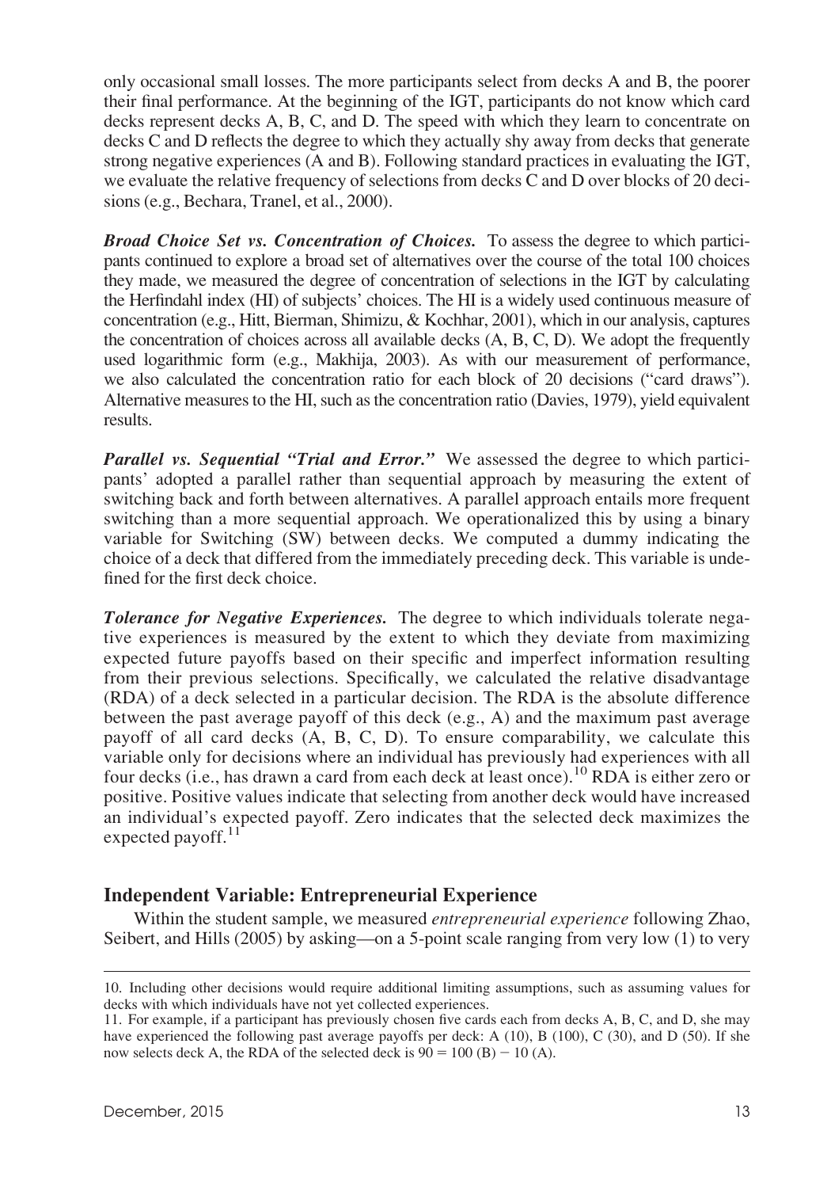only occasional small losses. The more participants select from decks A and B, the poorer their final performance. At the beginning of the IGT, participants do not know which card decks represent decks A, B, C, and D. The speed with which they learn to concentrate on decks C and D reflects the degree to which they actually shy away from decks that generate strong negative experiences (A and B). Following standard practices in evaluating the IGT, we evaluate the relative frequency of selections from decks C and D over blocks of 20 decisions (e.g., Bechara, Tranel, et al., 2000).

***Broad Choice Set vs. Concentration of Choices.*** To assess the degree to which participants continued to explore a broad set of alternatives over the course of the total 100 choices they made, we measured the degree of concentration of selections in the IGT by calculating the Herfindahl index (HI) of subjects' choices. The HI is a widely used continuous measure of concentration (e.g., Hitt, Bierman, Shimizu, & Kochhar, 2001), which in our analysis, captures the concentration of choices across all available decks (A, B, C, D). We adopt the frequently used logarithmic form (e.g., Makhija, 2003). As with our measurement of performance, we also calculated the concentration ratio for each block of 20 decisions ("card draws"). Alternative measures to the HI, such as the concentration ratio (Davies, 1979), yield equivalent results.

***Parallel vs. Sequential "Trial and Error."*** We assessed the degree to which participants' adopted a parallel rather than sequential approach by measuring the extent of switching back and forth between alternatives. A parallel approach entails more frequent switching than a more sequential approach. We operationalized this by using a binary variable for Switching (SW) between decks. We computed a dummy indicating the choice of a deck that differed from the immediately preceding deck. This variable is undefined for the first deck choice.

***Tolerance for Negative Experiences.*** The degree to which individuals tolerate negative experiences is measured by the extent to which they deviate from maximizing expected future payoffs based on their specific and imperfect information resulting from their previous selections. Specifically, we calculated the relative disadvantage (RDA) of a deck selected in a particular decision. The RDA is the absolute difference between the past average payoff of this deck (e.g., A) and the maximum past average payoff of all card decks (A, B, C, D). To ensure comparability, we calculate this variable only for decisions where an individual has previously had experiences with all four decks (i.e., has drawn a card from each deck at least once).[10] RDA is either zero or positive. Positive values indicate that selecting from another deck would have increased an individual's expected payoff. Zero indicates that the selected deck maximizes the expected payoff.[11]

## Independent Variable: Entrepreneurial Experience

Within the student sample, we measured *entrepreneurial experience* following Zhao, Seibert, and Hills (2005) by asking—on a 5-point scale ranging from very low (1) to very

---

10. Including other decisions would require additional limiting assumptions, such as assuming values for decks with which individuals have not yet collected experiences.

11. For example, if a participant has previously chosen five cards each from decks A, B, C, and D, she may have experienced the following past average payoffs per deck: A (10), B (100), C (30), and D (50). If she now selects deck A, the RDA of the selected deck is $90 = 100$ (B) $- 10$ (A).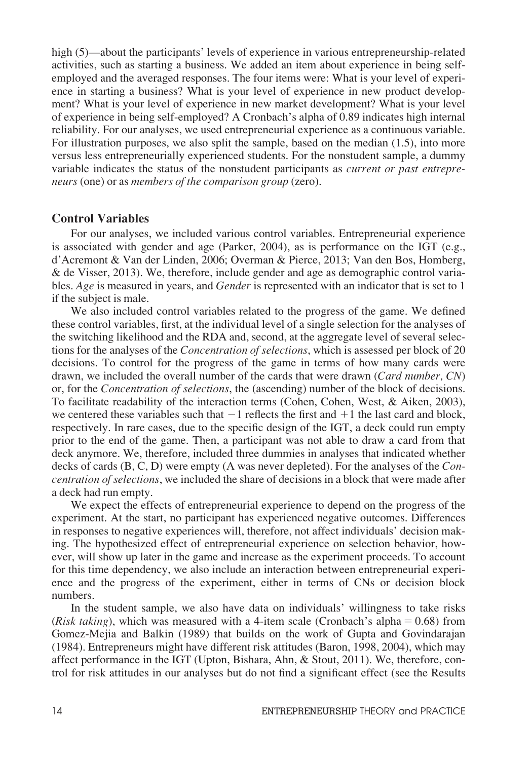high (5)—about the participants' levels of experience in various entrepreneurship-related activities, such as starting a business. We added an item about experience in being self-employed and the averaged responses. The four items were: What is your level of experience in starting a business? What is your level of experience in new product development? What is your level of experience in new market development? What is your level of experience in being self-employed? A Cronbach's alpha of 0.89 indicates high internal reliability. For our analyses, we used entrepreneurial experience as a continuous variable. For illustration purposes, we also split the sample, based on the median (1.5), into more versus less entrepreneurially experienced students. For the nonstudent sample, a dummy variable indicates the status of the nonstudent participants as *current or past entrepreneurs* (one) or as *members of the comparison group* (zero).

## Control Variables

For our analyses, we included various control variables. Entrepreneurial experience is associated with gender and age (Parker, 2004), as is performance on the IGT (e.g., d'Acremont & Van der Linden, 2006; Overman & Pierce, 2013; Van den Bos, Homberg, & de Visser, 2013). We, therefore, include gender and age as demographic control variables. *Age* is measured in years, and *Gender* is represented with an indicator that is set to 1 if the subject is male.

We also included control variables related to the progress of the game. We defined these control variables, first, at the individual level of a single selection for the analyses of the switching likelihood and the RDA and, second, at the aggregate level of several selections for the analyses of the *Concentration of selections*, which is assessed per block of 20 decisions. To control for the progress of the game in terms of how many cards were drawn, we included the overall number of the cards that were drawn (*Card number, CN*) or, for the *Concentration of selections*, the (ascending) number of the block of decisions. To facilitate readability of the interaction terms (Cohen, Cohen, West, & Aiken, 2003), we centered these variables such that $-1$ reflects the first and $+1$ the last card and block, respectively. In rare cases, due to the specific design of the IGT, a deck could run empty prior to the end of the game. Then, a participant was not able to draw a card from that deck anymore. We, therefore, included three dummies in analyses that indicated whether decks of cards (B, C, D) were empty (A was never depleted). For the analyses of the *Concentration of selections*, we included the share of decisions in a block that were made after a deck had run empty.

We expect the effects of entrepreneurial experience to depend on the progress of the experiment. At the start, no participant has experienced negative outcomes. Differences in responses to negative experiences will, therefore, not affect individuals' decision making. The hypothesized effect of entrepreneurial experience on selection behavior, however, will show up later in the game and increase as the experiment proceeds. To account for this time dependency, we also include an interaction between entrepreneurial experience and the progress of the experiment, either in terms of CNs or decision block numbers.

In the student sample, we also have data on individuals' willingness to take risks (*Risk taking*), which was measured with a 4-item scale (Cronbach's alpha = 0.68) from Gomez-Mejia and Balkin (1989) that builds on the work of Gupta and Govindarajan (1984). Entrepreneurs might have different risk attitudes (Baron, 1998, 2004), which may affect performance in the IGT (Upton, Bishara, Ahn, & Stout, 2011). We, therefore, control for risk attitudes in our analyses but do not find a significant effect (see the Results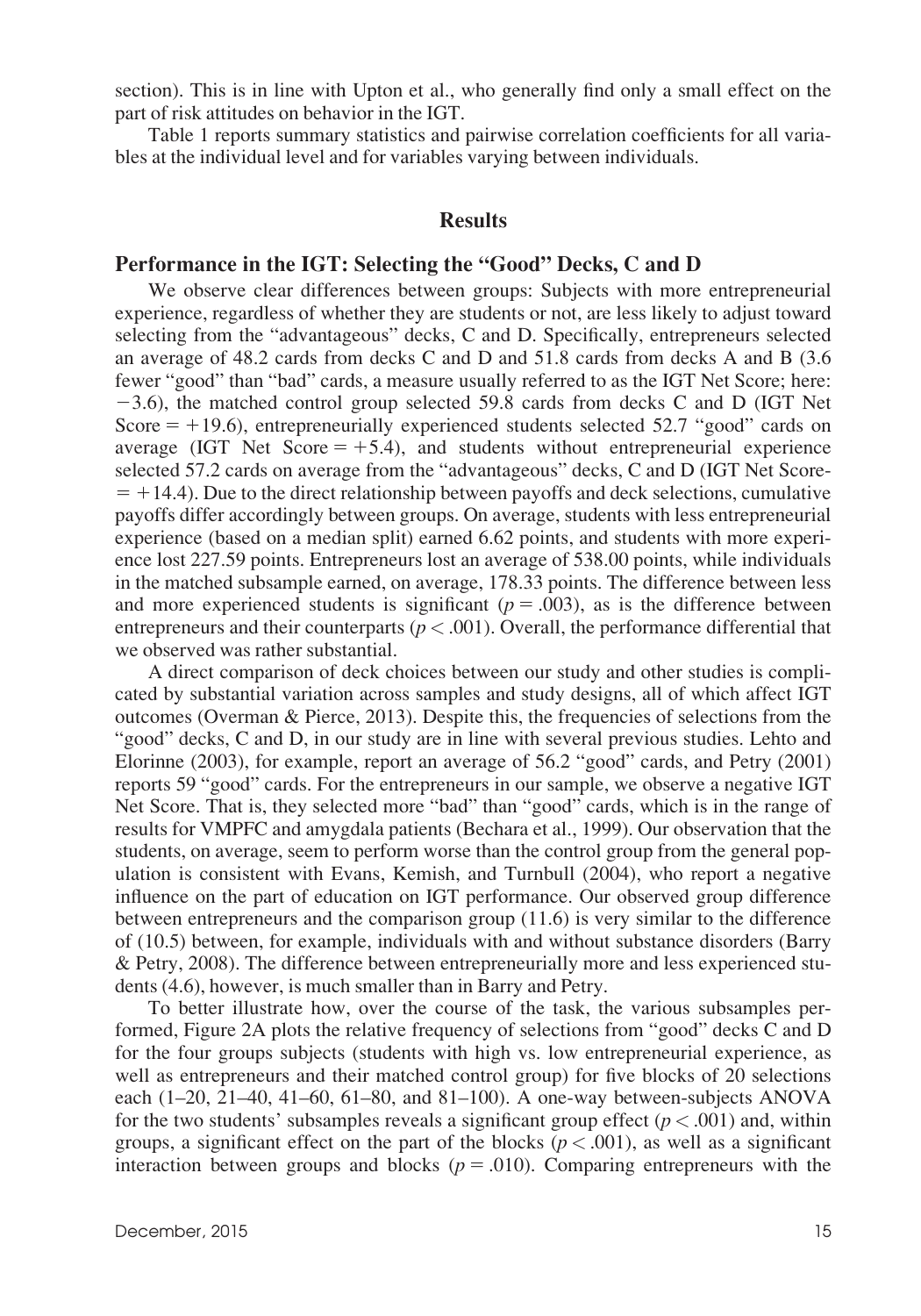section). This is in line with Upton et al., who generally find only a small effect on the part of risk attitudes on behavior in the IGT.

Table 1 reports summary statistics and pairwise correlation coefficients for all variables at the individual level and for variables varying between individuals.

## Results

### Performance in the IGT: Selecting the "Good" Decks, C and D

We observe clear differences between groups: Subjects with more entrepreneurial experience, regardless of whether they are students or not, are less likely to adjust toward selecting from the "advantageous" decks, C and D. Specifically, entrepreneurs selected an average of 48.2 cards from decks C and D and 51.8 cards from decks A and B (3.6 fewer "good" than "bad" cards, a measure usually referred to as the IGT Net Score; here: −3.6), the matched control group selected 59.8 cards from decks C and D (IGT Net Score = +19.6), entrepreneurially experienced students selected 52.7 "good" cards on average (IGT Net Score = +5.4), and students without entrepreneurial experience selected 57.2 cards on average from the "advantageous" decks, C and D (IGT Net Score = +14.4). Due to the direct relationship between payoffs and deck selections, cumulative payoffs differ accordingly between groups. On average, students with less entrepreneurial experience (based on a median split) earned 6.62 points, and students with more experience lost 227.59 points. Entrepreneurs lost an average of 538.00 points, while individuals in the matched subsample earned, on average, 178.33 points. The difference between less and more experienced students is significant ($p = .003$), as is the difference between entrepreneurs and their counterparts ($p < .001$). Overall, the performance differential that we observed was rather substantial.

A direct comparison of deck choices between our study and other studies is complicated by substantial variation across samples and study designs, all of which affect IGT outcomes (Overman & Pierce, 2013). Despite this, the frequencies of selections from the "good" decks, C and D, in our study are in line with several previous studies. Lehto and Elorinne (2003), for example, report an average of 56.2 "good" cards, and Petry (2001) reports 59 "good" cards. For the entrepreneurs in our sample, we observe a negative IGT Net Score. That is, they selected more "bad" than "good" cards, which is in the range of results for VMPFC and amygdala patients (Bechara et al., 1999). Our observation that the students, on average, seem to perform worse than the control group from the general population is consistent with Evans, Kemish, and Turnbull (2004), who report a negative influence on the part of education on IGT performance. Our observed group difference between entrepreneurs and the comparison group (11.6) is very similar to the difference of (10.5) between, for example, individuals with and without substance disorders (Barry & Petry, 2008). The difference between entrepreneurially more and less experienced students (4.6), however, is much smaller than in Barry and Petry.

To better illustrate how, over the course of the task, the various subsamples performed, Figure 2A plots the relative frequency of selections from "good" decks C and D for the four groups subjects (students with high vs. low entrepreneurial experience, as well as entrepreneurs and their matched control group) for five blocks of 20 selections each (1–20, 21–40, 41–60, 61–80, and 81–100). A one-way between-subjects ANOVA for the two students' subsamples reveals a significant group effect ($p < .001$) and, within groups, a significant effect on the part of the blocks ($p < .001$), as well as a significant interaction between groups and blocks ($p = .010$). Comparing entrepreneurs with the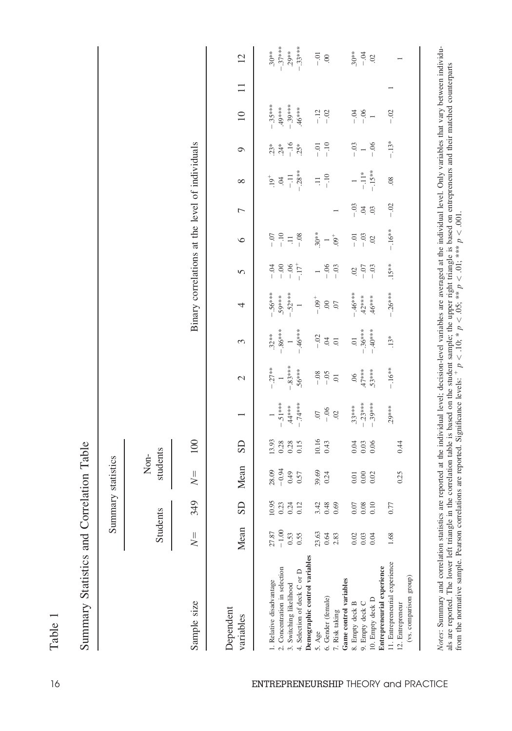Table 1

Summary Statistics and Correlation Table

| | Summary statistics | | | | Binary correlations at the level of individuals | | | | | | | | | | | |
|---|---|---|---|---|---|---|---|---|---|---|---|---|---|---|---|---|
| | Students | | Non-students | | | | | | | | | | | | | |
| Sample size | $N=$ 349 | | $N=$ 100 | | | | | | | | | | | | | |
| Dependent variables | Mean | SD | Mean | SD | 1 | 2 | 3 | 4 | 5 | 6 | 7 | 8 | 9 | 10 | 11 | 12 |
| 1. Relative disadvantage | 27.87 | 10.95 | 28.09 | 13.93 | 1 | −.27** | .32** | −.56*** | −.04 | −.07 | | .19$^{+}$ | .23* | −.35*** | | .30** |
| 2. Concentration in selection | −1.00 | 0.23 | −0.94 | 0.28 | −.51*** | 1 | −.86*** | .59*** | −.00 | −.10 | | .04 | .24* | .49*** | | −.37*** |
| 3. Switching likelihood | 0.53 | 0.24 | 0.49 | 0.28 | .44*** | −.83*** | 1 | −.52*** | −.06 | .11 | | −.11 | −.16 | −.39*** | | .29** |
| 4. Selection of deck C or D | 0.55 | 0.12 | 0.57 | 0.15 | −.74*** | .56*** | −.46*** | 1 | −.17$^{+}$ | −.08 | | −.28** | .25* | .46*** | | −.33*** |
| **Demographic control variables** | | | | | | | | | | | | | | | | |
| 5. Age | 23.63 | 3.42 | 39.69 | 10.16 | .07 | −.08 | −.02 | −.09$^{+}$ | 1 | .30** | | .11 | −.01 | −.12 | | −.01 |
| 6. Gender (female) | 0.64 | 0.48 | 0.24 | 0.43 | −.06 | −.05 | .04 | .00 | −.06 | 1 | | −.10 | −.10 | −.02 | | .00 |
| 7. Risk taking | 2.83 | 0.69 | | | .02 | .01 | .01 | .07 | −.03 | .09$^{+}$ | 1 | | | | | |
| **Game control variables** | | | | | | | | | | | | | | | | |
| 8. Empty deck B | 0.02 | 0.07 | 0.01 | 0.04 | .33*** | .06 | .01 | −.46*** | .02 | −.01 | −.03 | 1 | −.03 | −.04 | | .30** |
| 9. Empty deck C | 0.03 | 0.08 | 0.00 | 0.03 | −.23*** | .47*** | −.36*** | .42*** | −.07 | −.03 | .04 | −.11* | 1 | −.06 | | −.04 |
| 10. Empty deck D | 0.04 | 0.10 | 0.02 | 0.06 | −.39*** | .53*** | −.40*** | .46*** | −.03 | .02 | .03 | −.15** | −.06 | 1 | | .02 |
| **Entrepreneurial experience** | | | | | | | | | | | | | | | | |
| 11. Entrepreneurial experience | 1.68 | 0.77 | | | .29*** | −.16** | .13* | −.26*** | .15** | −.16** | −.02 | .08 | −.13* | −.02 | 1 | |
| 12. Entrepreneur (vs. comparison group) | | | 0.25 | 0.44 | | | | | | | | | | | | 1 |

*Notes*: Summary and correlation statistics are reported at the individual level; decision-level variables are averaged at the individual level. Only variables that vary between individuals are reported. The lower left triangle in the correlation table is based on the student sample; the upper right triangle is based on entrepreneurs and their matched counterparts from the normative sample. Pearson correlations are reported. Significance levels: $^{+}$ $p < .10$; * $p < .05$; ** $p < .01$; *** $p < .001$.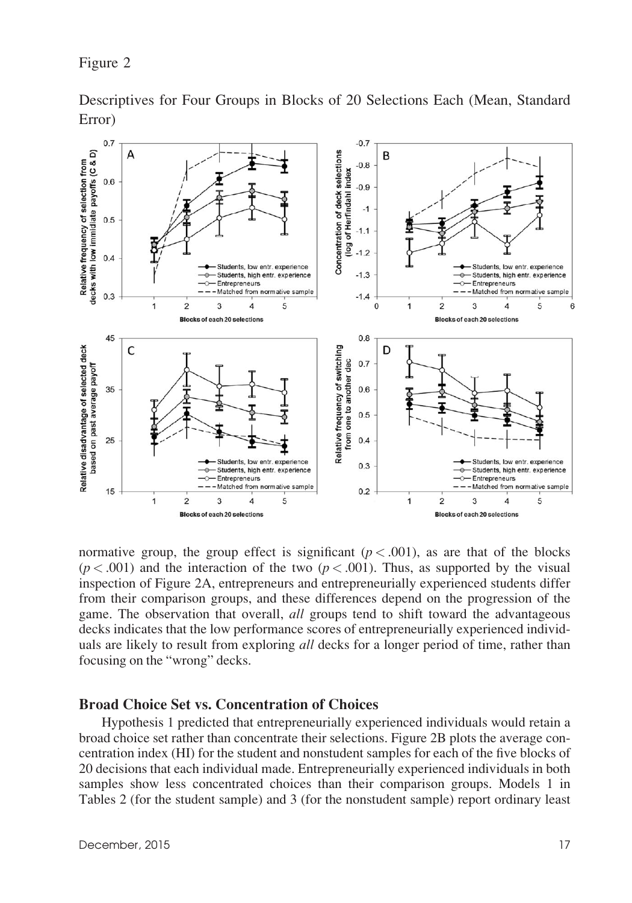Figure 2

Descriptives for Four Groups in Blocks of 20 Selections Each (Mean, Standard Error)

normative group, the group effect is significant ($p < .001$), as are that of the blocks ($p < .001$) and the interaction of the two ($p < .001$). Thus, as supported by the visual inspection of Figure 2A, entrepreneurs and entrepreneurially experienced students differ from their comparison groups, and these differences depend on the progression of the game. The observation that overall, *all* groups tend to shift toward the advantageous decks indicates that the low performance scores of entrepreneurially experienced individuals are likely to result from exploring *all* decks for a longer period of time, rather than focusing on the "wrong" decks.

## Broad Choice Set vs. Concentration of Choices

Hypothesis 1 predicted that entrepreneurially experienced individuals would retain a broad choice set rather than concentrate their selections. Figure 2B plots the average concentration index (HI) for the student and nonstudent samples for each of the five blocks of 20 decisions that each individual made. Entrepreneurially experienced individuals in both samples show less concentrated choices than their comparison groups. Models 1 in Tables 2 (for the student sample) and 3 (for the nonstudent sample) report ordinary least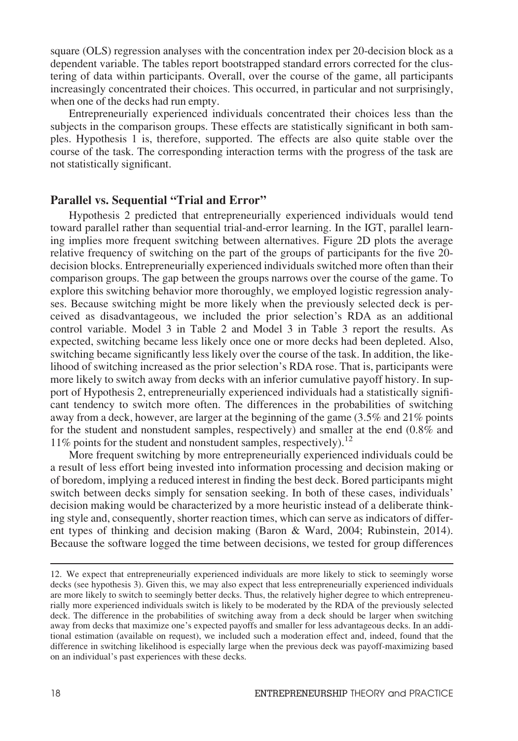square (OLS) regression analyses with the concentration index per 20-decision block as a dependent variable. The tables report bootstrapped standard errors corrected for the clustering of data within participants. Overall, over the course of the game, all participants increasingly concentrated their choices. This occurred, in particular and not surprisingly, when one of the decks had run empty.

Entrepreneurially experienced individuals concentrated their choices less than the subjects in the comparison groups. These effects are statistically significant in both samples. Hypothesis 1 is, therefore, supported. The effects are also quite stable over the course of the task. The corresponding interaction terms with the progress of the task are not statistically significant.

## Parallel vs. Sequential "Trial and Error"

Hypothesis 2 predicted that entrepreneurially experienced individuals would tend toward parallel rather than sequential trial-and-error learning. In the IGT, parallel learning implies more frequent switching between alternatives. Figure 2D plots the average relative frequency of switching on the part of the groups of participants for the five 20-decision blocks. Entrepreneurially experienced individuals switched more often than their comparison groups. The gap between the groups narrows over the course of the game. To explore this switching behavior more thoroughly, we employed logistic regression analyses. Because switching might be more likely when the previously selected deck is perceived as disadvantageous, we included the prior selection's RDA as an additional control variable. Model 3 in Table 2 and Model 3 in Table 3 report the results. As expected, switching became less likely once one or more decks had been depleted. Also, switching became significantly less likely over the course of the task. In addition, the likelihood of switching increased as the prior selection's RDA rose. That is, participants were more likely to switch away from decks with an inferior cumulative payoff history. In support of Hypothesis 2, entrepreneurially experienced individuals had a statistically significant tendency to switch more often. The differences in the probabilities of switching away from a deck, however, are larger at the beginning of the game (3.5% and 21% points for the student and nonstudent samples, respectively) and smaller at the end (0.8% and 11% points for the student and nonstudent samples, respectively).[12]

More frequent switching by more entrepreneurially experienced individuals could be a result of less effort being invested into information processing and decision making or of boredom, implying a reduced interest in finding the best deck. Bored participants might switch between decks simply for sensation seeking. In both of these cases, individuals' decision making would be characterized by a more heuristic instead of a deliberate thinking style and, consequently, shorter reaction times, which can serve as indicators of different types of thinking and decision making (Baron & Ward, 2004; Rubinstein, 2014). Because the software logged the time between decisions, we tested for group differences

---

12. We expect that entrepreneurially experienced individuals are more likely to stick to seemingly worse decks (see hypothesis 3). Given this, we may also expect that less entrepreneurially experienced individuals are more likely to switch to seemingly better decks. Thus, the relatively higher degree to which entrepreneurially more experienced individuals switch is likely to be moderated by the RDA of the previously selected deck. The difference in the probabilities of switching away from a deck should be larger when switching away from decks that maximize one's expected payoffs and smaller for less advantageous decks. In an additional estimation (available on request), we included such a moderation effect and, indeed, found that the difference in switching likelihood is especially large when the previous deck was payoff-maximizing based on an individual's past experiences with these decks.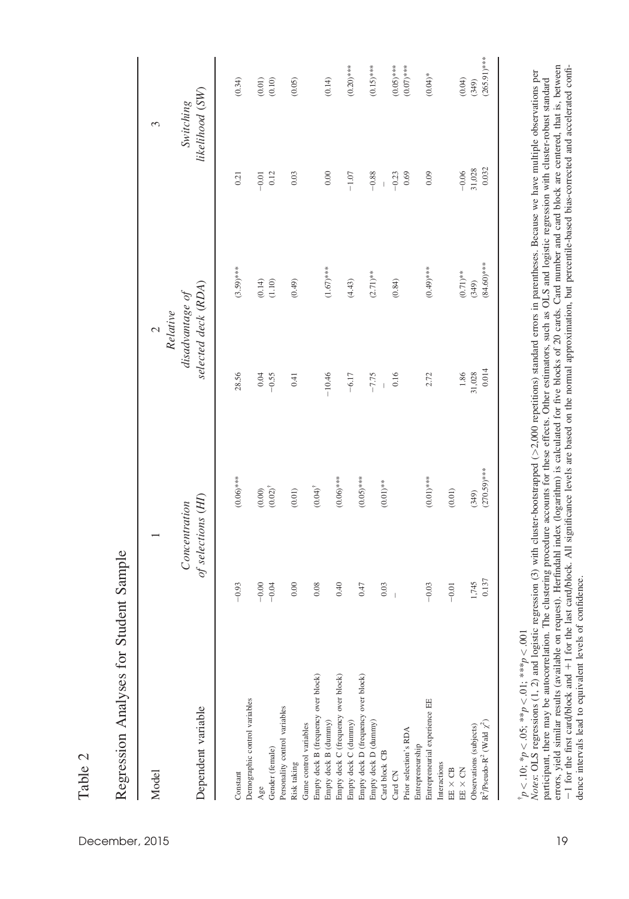Table 2

Regression Analyses for Student Sample

| Model | 1 | | 2 | | 3 | |
|---|---|---|---|---|---|---|
| Dependent variable | Concentration of selections (HI) | | Relative disadvantage of selected deck (RDA) | | Switching likelihood (SW) | |
| Constant | −0.93 | (0.06)*** | 28.56 | (3.59)*** | 0.21 | (0.34) |
| Demographic control variables | | | | | | |
| Age | −0.00 | (0.00) | 0.04 | (0.14) | −0.01 | (0.01) |
| Gender (female) | −0.04 | (0.02)[†] | −0.55 | (1.10) | 0.12 | (0.10) |
| Personality control variables | | | | | | |
| Risk taking | 0.00 | (0.01) | 0.41 | (0.49) | 0.03 | (0.05) |
| Game control variables | | | | | | |
| Empty deck B (frequency over block) | 0.08 | (0.04)[†] | | | | |
| Empty deck B (dummy) | | | −10.46 | (1.67)*** | 0.00 | (0.14) |
| Empty deck C (frequency over block) | 0.40 | (0.06)*** | | | | |
| Empty deck C (dummy) | | | −6.17 | (4.43) | −1.07 | (0.20)*** |
| Empty deck D (frequency over block) | 0.47 | (0.05)*** | | | | |
| Empty deck D (dummy) | | | −7.75 | (2.71)** | −0.88 | (0.15)*** |
| Card block CB | 0.03 | (0.01)** | | | | |
| Card CN | — | | — | | — | |
| Prior selection's RDA | | | 0.16 | (0.84) | −0.23 | (0.05)*** |
| | | | | | 0.69 | (0.07)*** |
| Entrepreneurship | | | | | | |
| Entrepreneurial experience EE | −0.03 | (0.01)*** | 2.72 | (0.49)*** | 0.09 | (0.04)* |
| Interactions | | | | | | |
| EE × CB | −0.01 | (0.01) | | | | |
| EE × CN | | | 1.86 | (0.71)** | −0.06 | (0.04) |
| Observations (subjects) | 1,745 | (349) | 31,028 | (349) | 31,028 | (349) |
| $R^2$/Pseudo-$R^2$ (Wald $\chi^2$) | 0.137 | (270.59)*** | 0.014 | (84.60)*** | 0.032 | (265.91)*** |

[†] $p < .10$; * $p < .05$; ** $p < .01$; *** $p < .001$

*Notes*: OLS regressions (1, 2) and logistic regression (3) with cluster-bootstrapped (>2,000 repetitions) standard errors in parentheses. Because we have multiple observations per participant, there may be autocorrelation. The clustering procedure accounts for these effects. Other estimators, such as OLS and logistic regression with cluster-robust standard errors, yield similar results (available on request). Herfindahl index (logarithm) is calculated for five blocks of 20 cards. Card number and card block are centered, that is, between −1 for the first card/block and +1 for the last card/block. All significance levels are based on the normal approximation, but percentile-based bias-corrected and accelerated confidence intervals lead to equivalent levels of confidence.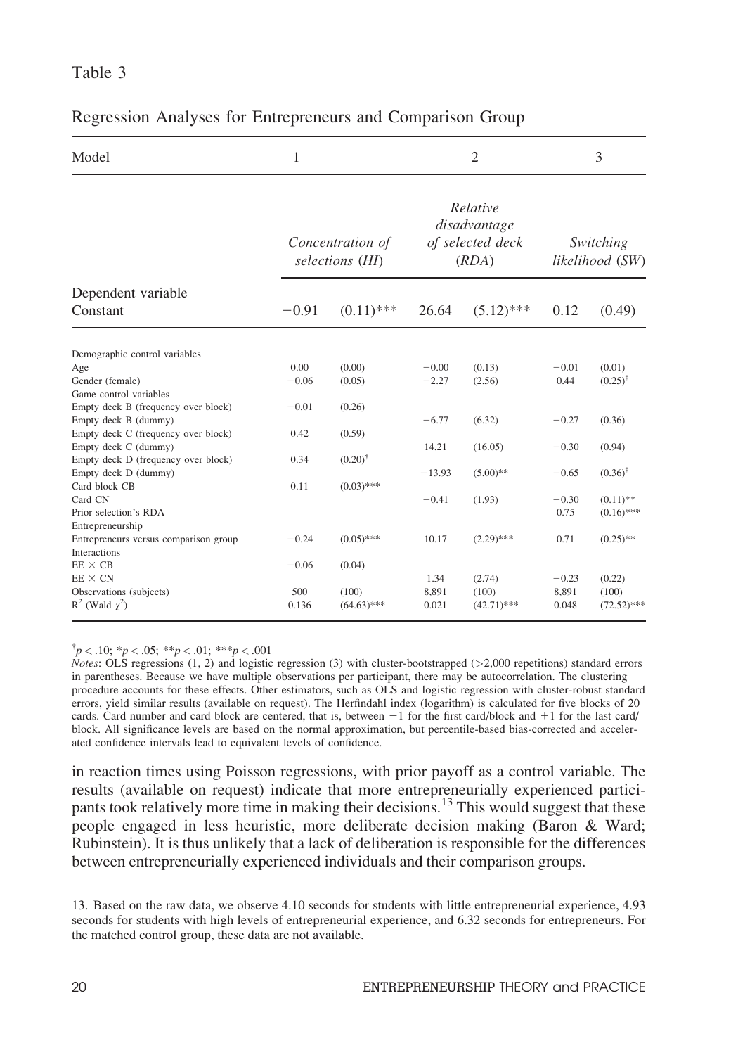Table 3

Regression Analyses for Entrepreneurs and Comparison Group

| Model | 1 | | 2 | | 3 | |
|---|---|---|---|---|---|---|
| Dependent variable | *Concentration of selections (HI)* | | *Relative disadvantage of selected deck (RDA)* | | *Switching likelihood (SW)* | |
| Constant | −0.91 | (0.11)*** | 26.64 | (5.12)*** | 0.12 | (0.49) |
| Demographic control variables | | | | | | |
| Age | 0.00 | (0.00) | −0.00 | (0.13) | −0.01 | (0.01) |
| Gender (female) | −0.06 | (0.05) | −2.27 | (2.56) | 0.44 | (0.25)$^{\dagger}$ |
| Game control variables | | | | | | |
| Empty deck B (frequency over block) | −0.01 | (0.26) | | | | |
| Empty deck B (dummy) | | | −6.77 | (6.32) | −0.27 | (0.36) |
| Empty deck C (frequency over block) | 0.42 | (0.59) | | | | |
| Empty deck C (dummy) | | | 14.21 | (16.05) | −0.30 | (0.94) |
| Empty deck D (frequency over block) | 0.34 | (0.20)$^{\dagger}$ | | | | |
| Empty deck D (dummy) | | | −13.93 | (5.00)** | −0.65 | (0.36)$^{\dagger}$ |
| Card block CB | 0.11 | (0.03)*** | | | | |
| Card CN | | | −0.41 | (1.93) | −0.30 | (0.11)** |
| Prior selection's RDA | | | | | 0.75 | (0.16)*** |
| Entrepreneurship | | | | | | |
| Entrepreneurs versus comparison group | −0.24 | (0.05)*** | 10.17 | (2.29)*** | 0.71 | (0.25)** |
| Interactions | | | | | | |
| EE × CB | −0.06 | (0.04) | | | | |
| EE × CN | | | 1.34 | (2.74) | −0.23 | (0.22) |
| Observations (subjects) | 500 | (100) | 8,891 | (100) | 8,891 | (100) |
| $R^2$ (Wald $\chi^2$) | 0.136 | (64.63)*** | 0.021 | (42.71)*** | 0.048 | (72.52)*** |

$^{\dagger}p < .10$; *$p < .05$; **$p < .01$; ***$p < .001$

*Notes*: OLS regressions (1, 2) and logistic regression (3) with cluster-bootstrapped (>2,000 repetitions) standard errors in parentheses. Because we have multiple observations per participant, there may be autocorrelation. The clustering procedure accounts for these effects. Other estimators, such as OLS and logistic regression with cluster-robust standard errors, yield similar results (available on request). The Herfindahl index (logarithm) is calculated for five blocks of 20 cards. Card number and card block are centered, that is, between −1 for the first card/block and +1 for the last card/block. All significance levels are based on the normal approximation, but percentile-based bias-corrected and accelerated confidence intervals lead to equivalent levels of confidence.

in reaction times using Poisson regressions, with prior payoff as a control variable. The results (available on request) indicate that more entrepreneurially experienced participants took relatively more time in making their decisions.[13] This would suggest that these people engaged in less heuristic, more deliberate decision making (Baron & Ward; Rubinstein). It is thus unlikely that a lack of deliberation is responsible for the differences between entrepreneurially experienced individuals and their comparison groups.

13. Based on the raw data, we observe 4.10 seconds for students with little entrepreneurial experience, 4.93 seconds for students with high levels of entrepreneurial experience, and 6.32 seconds for entrepreneurs. For the matched control group, these data are not available.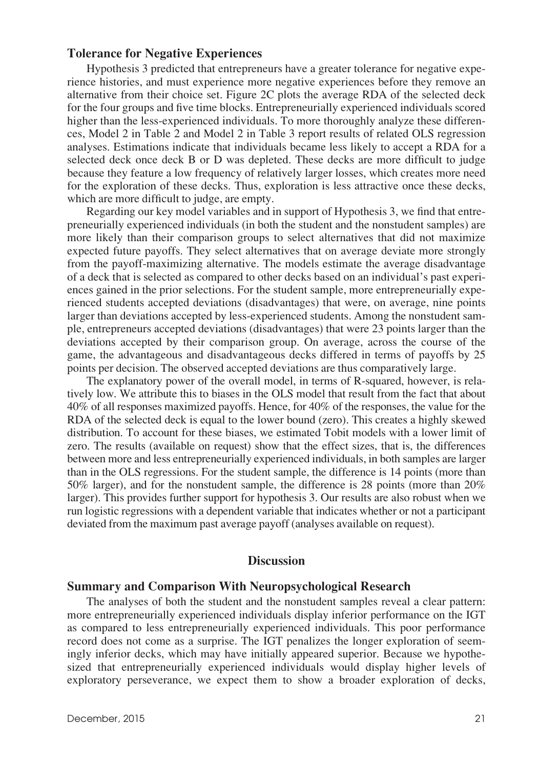### Tolerance for Negative Experiences

Hypothesis 3 predicted that entrepreneurs have a greater tolerance for negative experience histories, and must experience more negative experiences before they remove an alternative from their choice set. Figure 2C plots the average RDA of the selected deck for the four groups and five time blocks. Entrepreneurially experienced individuals scored higher than the less-experienced individuals. To more thoroughly analyze these differences, Model 2 in Table 2 and Model 2 in Table 3 report results of related OLS regression analyses. Estimations indicate that individuals became less likely to accept a RDA for a selected deck once deck B or D was depleted. These decks are more difficult to judge because they feature a low frequency of relatively larger losses, which creates more need for the exploration of these decks. Thus, exploration is less attractive once these decks, which are more difficult to judge, are empty.

Regarding our key model variables and in support of Hypothesis 3, we find that entrepreneurially experienced individuals (in both the student and the nonstudent samples) are more likely than their comparison groups to select alternatives that did not maximize expected future payoffs. They select alternatives that on average deviate more strongly from the payoff-maximizing alternative. The models estimate the average disadvantage of a deck that is selected as compared to other decks based on an individual's past experiences gained in the prior selections. For the student sample, more entrepreneurially experienced students accepted deviations (disadvantages) that were, on average, nine points larger than deviations accepted by less-experienced students. Among the nonstudent sample, entrepreneurs accepted deviations (disadvantages) that were 23 points larger than the deviations accepted by their comparison group. On average, across the course of the game, the advantageous and disadvantageous decks differed in terms of payoffs by 25 points per decision. The observed accepted deviations are thus comparatively large.

The explanatory power of the overall model, in terms of R-squared, however, is relatively low. We attribute this to biases in the OLS model that result from the fact that about 40% of all responses maximized payoffs. Hence, for 40% of the responses, the value for the RDA of the selected deck is equal to the lower bound (zero). This creates a highly skewed distribution. To account for these biases, we estimated Tobit models with a lower limit of zero. The results (available on request) show that the effect sizes, that is, the differences between more and less entrepreneurially experienced individuals, in both samples are larger than in the OLS regressions. For the student sample, the difference is 14 points (more than 50% larger), and for the nonstudent sample, the difference is 28 points (more than 20% larger). This provides further support for hypothesis 3. Our results are also robust when we run logistic regressions with a dependent variable that indicates whether or not a participant deviated from the maximum past average payoff (analyses available on request).

## Discussion

### Summary and Comparison With Neuropsychological Research

The analyses of both the student and the nonstudent samples reveal a clear pattern: more entrepreneurially experienced individuals display inferior performance on the IGT as compared to less entrepreneurially experienced individuals. This poor performance record does not come as a surprise. The IGT penalizes the longer exploration of seemingly inferior decks, which may have initially appeared superior. Because we hypothesized that entrepreneurially experienced individuals would display higher levels of exploratory perseverance, we expect them to show a broader exploration of decks,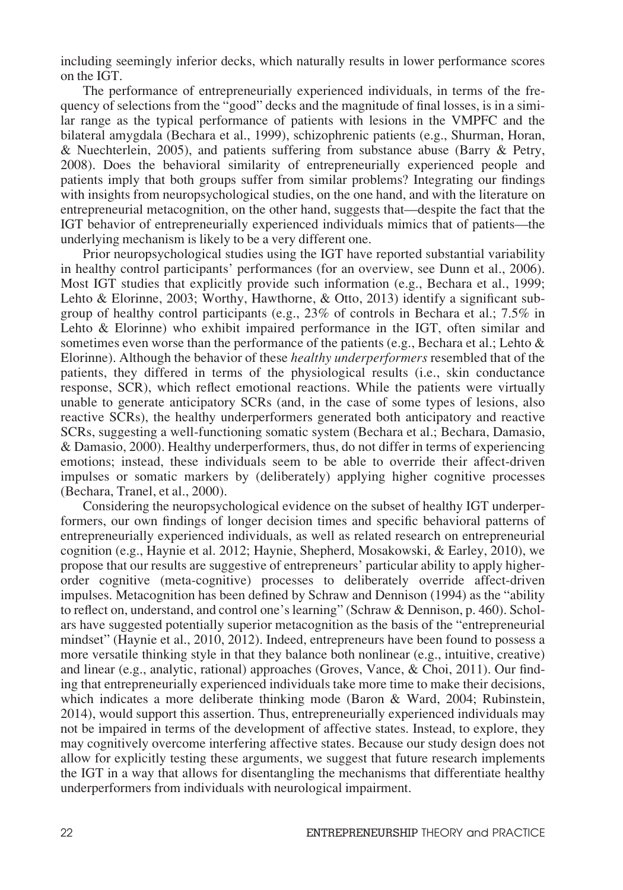including seemingly inferior decks, which naturally results in lower performance scores on the IGT.

The performance of entrepreneurially experienced individuals, in terms of the frequency of selections from the "good" decks and the magnitude of final losses, is in a similar range as the typical performance of patients with lesions in the VMPFC and the bilateral amygdala (Bechara et al., 1999), schizophrenic patients (e.g., Shurman, Horan, & Nuechterlein, 2005), and patients suffering from substance abuse (Barry & Petry, 2008). Does the behavioral similarity of entrepreneurially experienced people and patients imply that both groups suffer from similar problems? Integrating our findings with insights from neuropsychological studies, on the one hand, and with the literature on entrepreneurial metacognition, on the other hand, suggests that—despite the fact that the IGT behavior of entrepreneurially experienced individuals mimics that of patients—the underlying mechanism is likely to be a very different one.

Prior neuropsychological studies using the IGT have reported substantial variability in healthy control participants' performances (for an overview, see Dunn et al., 2006). Most IGT studies that explicitly provide such information (e.g., Bechara et al., 1999; Lehto & Elorinne, 2003; Worthy, Hawthorne, & Otto, 2013) identify a significant subgroup of healthy control participants (e.g., 23% of controls in Bechara et al.; 7.5% in Lehto & Elorinne) who exhibit impaired performance in the IGT, often similar and sometimes even worse than the performance of the patients (e.g., Bechara et al.; Lehto & Elorinne). Although the behavior of these *healthy underperformers* resembled that of the patients, they differed in terms of the physiological results (i.e., skin conductance response, SCR), which reflect emotional reactions. While the patients were virtually unable to generate anticipatory SCRs (and, in the case of some types of lesions, also reactive SCRs), the healthy underperformers generated both anticipatory and reactive SCRs, suggesting a well-functioning somatic system (Bechara et al.; Bechara, Damasio, & Damasio, 2000). Healthy underperformers, thus, do not differ in terms of experiencing emotions; instead, these individuals seem to be able to override their affect-driven impulses or somatic markers by (deliberately) applying higher cognitive processes (Bechara, Tranel, et al., 2000).

Considering the neuropsychological evidence on the subset of healthy IGT underperformers, our own findings of longer decision times and specific behavioral patterns of entrepreneurially experienced individuals, as well as related research on entrepreneurial cognition (e.g., Haynie et al. 2012; Haynie, Shepherd, Mosakowski, & Earley, 2010), we propose that our results are suggestive of entrepreneurs' particular ability to apply higher-order cognitive (meta-cognitive) processes to deliberately override affect-driven impulses. Metacognition has been defined by Schraw and Dennison (1994) as the "ability to reflect on, understand, and control one's learning" (Schraw & Dennison, p. 460). Scholars have suggested potentially superior metacognition as the basis of the "entrepreneurial mindset" (Haynie et al., 2010, 2012). Indeed, entrepreneurs have been found to possess a more versatile thinking style in that they balance both nonlinear (e.g., intuitive, creative) and linear (e.g., analytic, rational) approaches (Groves, Vance, & Choi, 2011). Our finding that entrepreneurially experienced individuals take more time to make their decisions, which indicates a more deliberate thinking mode (Baron & Ward, 2004; Rubinstein, 2014), would support this assertion. Thus, entrepreneurially experienced individuals may not be impaired in terms of the development of affective states. Instead, to explore, they may cognitively overcome interfering affective states. Because our study design does not allow for explicitly testing these arguments, we suggest that future research implements the IGT in a way that allows for disentangling the mechanisms that differentiate healthy underperformers from individuals with neurological impairment.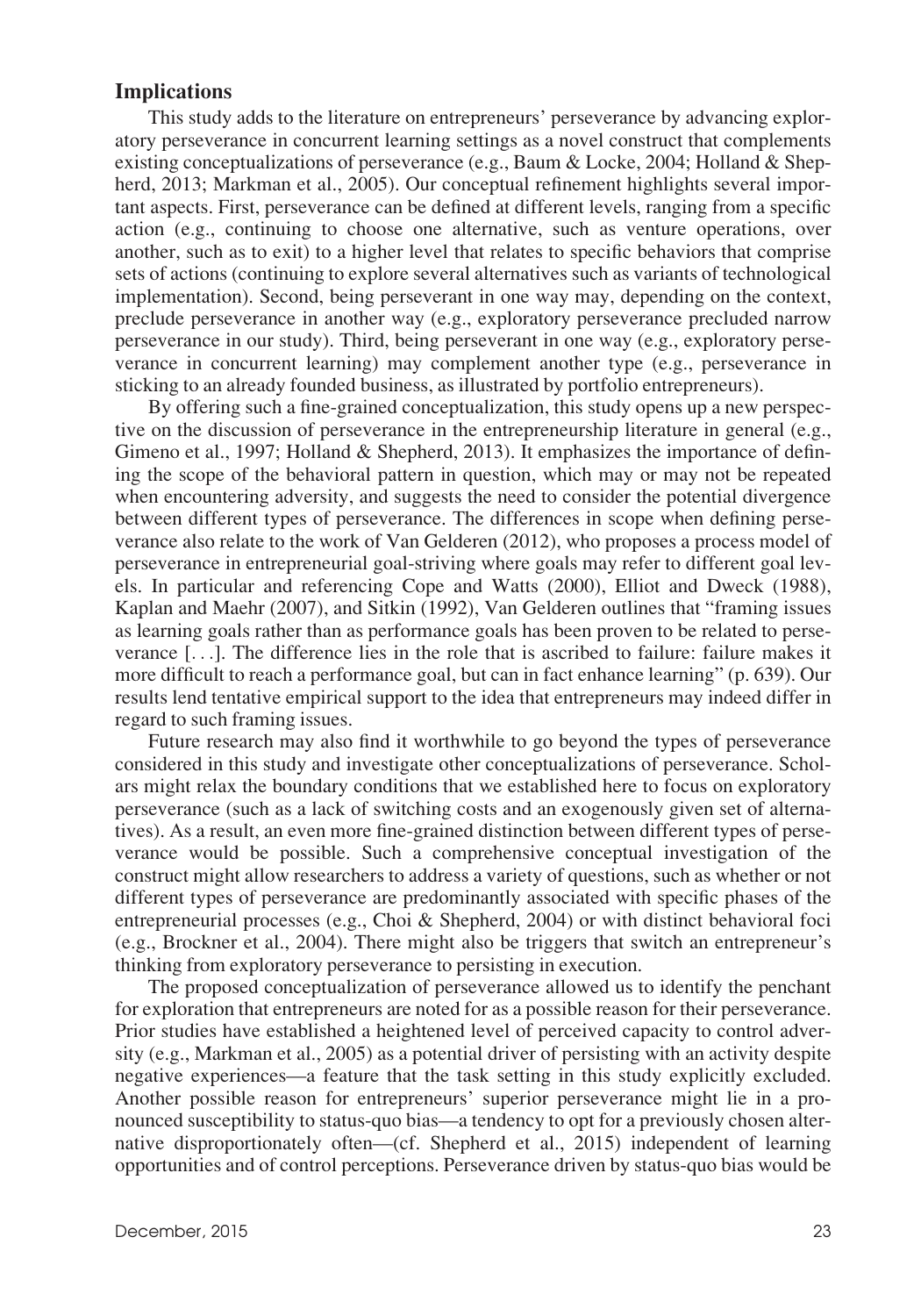## Implications

This study adds to the literature on entrepreneurs' perseverance by advancing exploratory perseverance in concurrent learning settings as a novel construct that complements existing conceptualizations of perseverance (e.g., Baum & Locke, 2004; Holland & Shepherd, 2013; Markman et al., 2005). Our conceptual refinement highlights several important aspects. First, perseverance can be defined at different levels, ranging from a specific action (e.g., continuing to choose one alternative, such as venture operations, over another, such as to exit) to a higher level that relates to specific behaviors that comprise sets of actions (continuing to explore several alternatives such as variants of technological implementation). Second, being perseverant in one way may, depending on the context, preclude perseverance in another way (e.g., exploratory perseverance precluded narrow perseverance in our study). Third, being perseverant in one way (e.g., exploratory perseverance in concurrent learning) may complement another type (e.g., perseverance in sticking to an already founded business, as illustrated by portfolio entrepreneurs).

By offering such a fine-grained conceptualization, this study opens up a new perspective on the discussion of perseverance in the entrepreneurship literature in general (e.g., Gimeno et al., 1997; Holland & Shepherd, 2013). It emphasizes the importance of defining the scope of the behavioral pattern in question, which may or may not be repeated when encountering adversity, and suggests the need to consider the potential divergence between different types of perseverance. The differences in scope when defining perseverance also relate to the work of Van Gelderen (2012), who proposes a process model of perseverance in entrepreneurial goal-striving where goals may refer to different goal levels. In particular and referencing Cope and Watts (2000), Elliot and Dweck (1988), Kaplan and Maehr (2007), and Sitkin (1992), Van Gelderen outlines that "framing issues as learning goals rather than as performance goals has been proven to be related to perseverance [. . .]. The difference lies in the role that is ascribed to failure: failure makes it more difficult to reach a performance goal, but can in fact enhance learning" (p. 639). Our results lend tentative empirical support to the idea that entrepreneurs may indeed differ in regard to such framing issues.

Future research may also find it worthwhile to go beyond the types of perseverance considered in this study and investigate other conceptualizations of perseverance. Scholars might relax the boundary conditions that we established here to focus on exploratory perseverance (such as a lack of switching costs and an exogenously given set of alternatives). As a result, an even more fine-grained distinction between different types of perseverance would be possible. Such a comprehensive conceptual investigation of the construct might allow researchers to address a variety of questions, such as whether or not different types of perseverance are predominantly associated with specific phases of the entrepreneurial processes (e.g., Choi & Shepherd, 2004) or with distinct behavioral foci (e.g., Brockner et al., 2004). There might also be triggers that switch an entrepreneur's thinking from exploratory perseverance to persisting in execution.

The proposed conceptualization of perseverance allowed us to identify the penchant for exploration that entrepreneurs are noted for as a possible reason for their perseverance. Prior studies have established a heightened level of perceived capacity to control adversity (e.g., Markman et al., 2005) as a potential driver of persisting with an activity despite negative experiences—a feature that the task setting in this study explicitly excluded. Another possible reason for entrepreneurs' superior perseverance might lie in a pronounced susceptibility to status-quo bias—a tendency to opt for a previously chosen alternative disproportionately often—(cf. Shepherd et al., 2015) independent of learning opportunities and of control perceptions. Perseverance driven by status-quo bias would be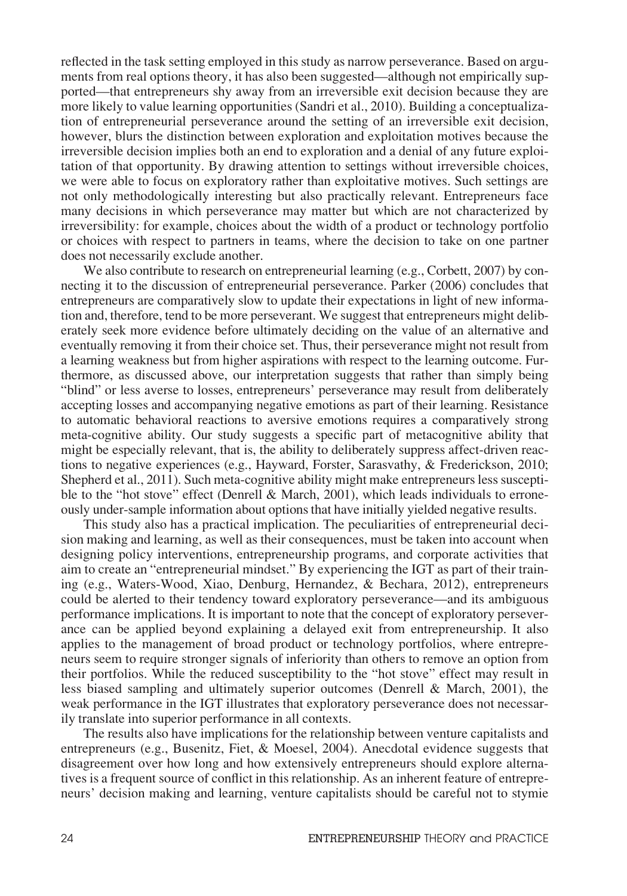reflected in the task setting employed in this study as narrow perseverance. Based on arguments from real options theory, it has also been suggested—although not empirically supported—that entrepreneurs shy away from an irreversible exit decision because they are more likely to value learning opportunities (Sandri et al., 2010). Building a conceptualization of entrepreneurial perseverance around the setting of an irreversible exit decision, however, blurs the distinction between exploration and exploitation motives because the irreversible decision implies both an end to exploration and a denial of any future exploitation of that opportunity. By drawing attention to settings without irreversible choices, we were able to focus on exploratory rather than exploitative motives. Such settings are not only methodologically interesting but also practically relevant. Entrepreneurs face many decisions in which perseverance may matter but which are not characterized by irreversibility: for example, choices about the width of a product or technology portfolio or choices with respect to partners in teams, where the decision to take on one partner does not necessarily exclude another.

We also contribute to research on entrepreneurial learning (e.g., Corbett, 2007) by connecting it to the discussion of entrepreneurial perseverance. Parker (2006) concludes that entrepreneurs are comparatively slow to update their expectations in light of new information and, therefore, tend to be more perseverant. We suggest that entrepreneurs might deliberately seek more evidence before ultimately deciding on the value of an alternative and eventually removing it from their choice set. Thus, their perseverance might not result from a learning weakness but from higher aspirations with respect to the learning outcome. Furthermore, as discussed above, our interpretation suggests that rather than simply being "blind" or less averse to losses, entrepreneurs' perseverance may result from deliberately accepting losses and accompanying negative emotions as part of their learning. Resistance to automatic behavioral reactions to aversive emotions requires a comparatively strong meta-cognitive ability. Our study suggests a specific part of metacognitive ability that might be especially relevant, that is, the ability to deliberately suppress affect-driven reactions to negative experiences (e.g., Hayward, Forster, Sarasvathy, & Frederickson, 2010; Shepherd et al., 2011). Such meta-cognitive ability might make entrepreneurs less susceptible to the "hot stove" effect (Denrell & March, 2001), which leads individuals to erroneously under-sample information about options that have initially yielded negative results.

This study also has a practical implication. The peculiarities of entrepreneurial decision making and learning, as well as their consequences, must be taken into account when designing policy interventions, entrepreneurship programs, and corporate activities that aim to create an "entrepreneurial mindset." By experiencing the IGT as part of their training (e.g., Waters-Wood, Xiao, Denburg, Hernandez, & Bechara, 2012), entrepreneurs could be alerted to their tendency toward exploratory perseverance—and its ambiguous performance implications. It is important to note that the concept of exploratory perseverance can be applied beyond explaining a delayed exit from entrepreneurship. It also applies to the management of broad product or technology portfolios, where entrepreneurs seem to require stronger signals of inferiority than others to remove an option from their portfolios. While the reduced susceptibility to the "hot stove" effect may result in less biased sampling and ultimately superior outcomes (Denrell & March, 2001), the weak performance in the IGT illustrates that exploratory perseverance does not necessarily translate into superior performance in all contexts.

The results also have implications for the relationship between venture capitalists and entrepreneurs (e.g., Busenitz, Fiet, & Moesel, 2004). Anecdotal evidence suggests that disagreement over how long and how extensively entrepreneurs should explore alternatives is a frequent source of conflict in this relationship. As an inherent feature of entrepreneurs' decision making and learning, venture capitalists should be careful not to stymie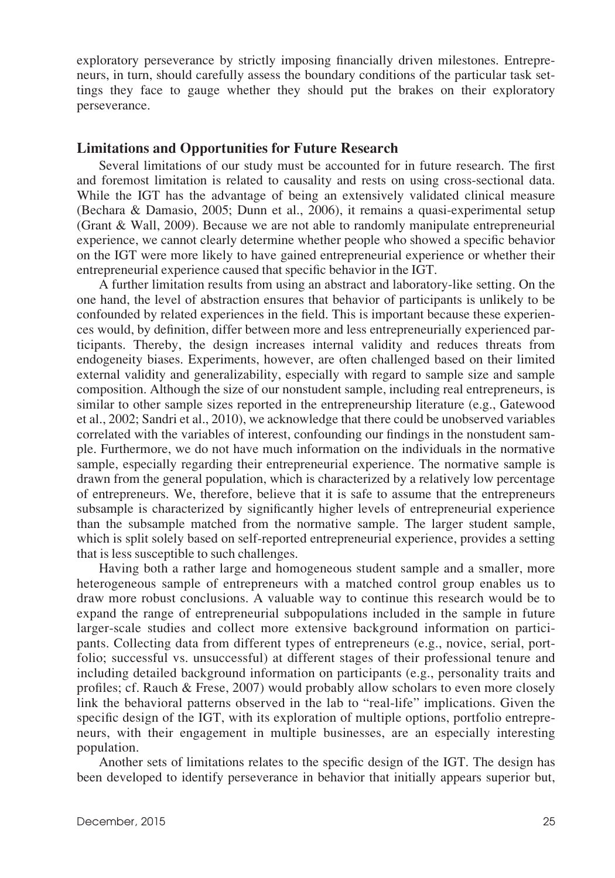exploratory perseverance by strictly imposing financially driven milestones. Entrepreneurs, in turn, should carefully assess the boundary conditions of the particular task settings they face to gauge whether they should put the brakes on their exploratory perseverance.

## Limitations and Opportunities for Future Research

Several limitations of our study must be accounted for in future research. The first and foremost limitation is related to causality and rests on using cross-sectional data. While the IGT has the advantage of being an extensively validated clinical measure (Bechara & Damasio, 2005; Dunn et al., 2006), it remains a quasi-experimental setup (Grant & Wall, 2009). Because we are not able to randomly manipulate entrepreneurial experience, we cannot clearly determine whether people who showed a specific behavior on the IGT were more likely to have gained entrepreneurial experience or whether their entrepreneurial experience caused that specific behavior in the IGT.

A further limitation results from using an abstract and laboratory-like setting. On the one hand, the level of abstraction ensures that behavior of participants is unlikely to be confounded by related experiences in the field. This is important because these experiences would, by definition, differ between more and less entrepreneurially experienced participants. Thereby, the design increases internal validity and reduces threats from endogeneity biases. Experiments, however, are often challenged based on their limited external validity and generalizability, especially with regard to sample size and sample composition. Although the size of our nonstudent sample, including real entrepreneurs, is similar to other sample sizes reported in the entrepreneurship literature (e.g., Gatewood et al., 2002; Sandri et al., 2010), we acknowledge that there could be unobserved variables correlated with the variables of interest, confounding our findings in the nonstudent sample. Furthermore, we do not have much information on the individuals in the normative sample, especially regarding their entrepreneurial experience. The normative sample is drawn from the general population, which is characterized by a relatively low percentage of entrepreneurs. We, therefore, believe that it is safe to assume that the entrepreneurs subsample is characterized by significantly higher levels of entrepreneurial experience than the subsample matched from the normative sample. The larger student sample, which is split solely based on self-reported entrepreneurial experience, provides a setting that is less susceptible to such challenges.

Having both a rather large and homogeneous student sample and a smaller, more heterogeneous sample of entrepreneurs with a matched control group enables us to draw more robust conclusions. A valuable way to continue this research would be to expand the range of entrepreneurial subpopulations included in the sample in future larger-scale studies and collect more extensive background information on participants. Collecting data from different types of entrepreneurs (e.g., novice, serial, portfolio; successful vs. unsuccessful) at different stages of their professional tenure and including detailed background information on participants (e.g., personality traits and profiles; cf. Rauch & Frese, 2007) would probably allow scholars to even more closely link the behavioral patterns observed in the lab to "real-life" implications. Given the specific design of the IGT, with its exploration of multiple options, portfolio entrepreneurs, with their engagement in multiple businesses, are an especially interesting population.

Another sets of limitations relates to the specific design of the IGT. The design has been developed to identify perseverance in behavior that initially appears superior but,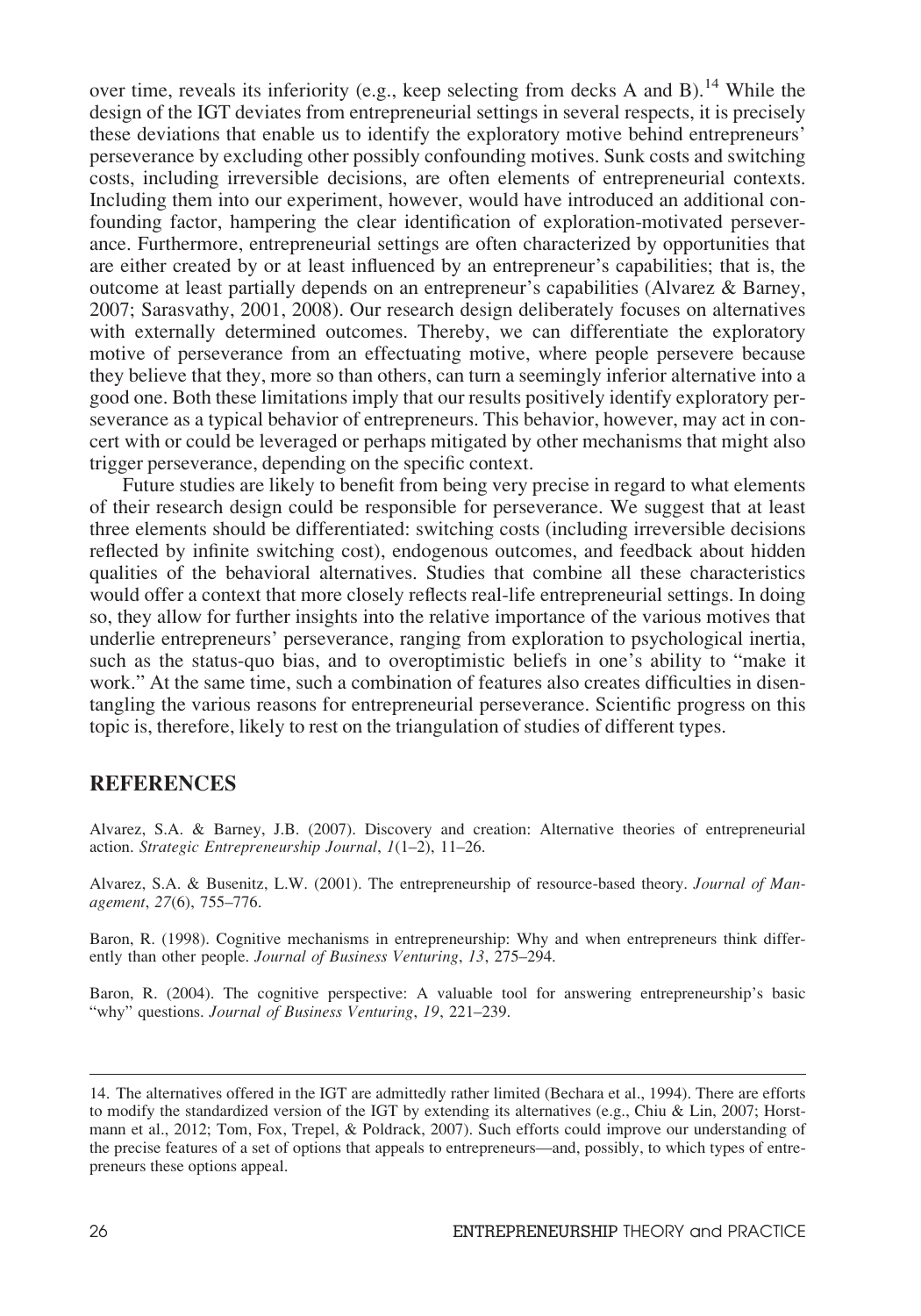over time, reveals its inferiority (e.g., keep selecting from decks A and B).[14] While the design of the IGT deviates from entrepreneurial settings in several respects, it is precisely these deviations that enable us to identify the exploratory motive behind entrepreneurs' perseverance by excluding other possibly confounding motives. Sunk costs and switching costs, including irreversible decisions, are often elements of entrepreneurial contexts. Including them into our experiment, however, would have introduced an additional confounding factor, hampering the clear identification of exploration-motivated perseverance. Furthermore, entrepreneurial settings are often characterized by opportunities that are either created by or at least influenced by an entrepreneur's capabilities; that is, the outcome at least partially depends on an entrepreneur's capabilities (Alvarez & Barney, 2007; Sarasvathy, 2001, 2008). Our research design deliberately focuses on alternatives with externally determined outcomes. Thereby, we can differentiate the exploratory motive of perseverance from an effectuating motive, where people persevere because they believe that they, more so than others, can turn a seemingly inferior alternative into a good one. Both these limitations imply that our results positively identify exploratory perseverance as a typical behavior of entrepreneurs. This behavior, however, may act in concert with or could be leveraged or perhaps mitigated by other mechanisms that might also trigger perseverance, depending on the specific context.

Future studies are likely to benefit from being very precise in regard to what elements of their research design could be responsible for perseverance. We suggest that at least three elements should be differentiated: switching costs (including irreversible decisions reflected by infinite switching cost), endogenous outcomes, and feedback about hidden qualities of the behavioral alternatives. Studies that combine all these characteristics would offer a context that more closely reflects real-life entrepreneurial settings. In doing so, they allow for further insights into the relative importance of the various motives that underlie entrepreneurs' perseverance, ranging from exploration to psychological inertia, such as the status-quo bias, and to overoptimistic beliefs in one's ability to "make it work." At the same time, such a combination of features also creates difficulties in disentangling the various reasons for entrepreneurial perseverance. Scientific progress on this topic is, therefore, likely to rest on the triangulation of studies of different types.

## REFERENCES

Alvarez, S.A. & Barney, J.B. (2007). Discovery and creation: Alternative theories of entrepreneurial action. *Strategic Entrepreneurship Journal*, *1*(1–2), 11–26.

Alvarez, S.A. & Busenitz, L.W. (2001). The entrepreneurship of resource-based theory. *Journal of Management*, *27*(6), 755–776.

Baron, R. (1998). Cognitive mechanisms in entrepreneurship: Why and when entrepreneurs think differently than other people. *Journal of Business Venturing*, *13*, 275–294.

Baron, R. (2004). The cognitive perspective: A valuable tool for answering entrepreneurship's basic "why" questions. *Journal of Business Venturing*, *19*, 221–239.

---

14. The alternatives offered in the IGT are admittedly rather limited (Bechara et al., 1994). There are efforts to modify the standardized version of the IGT by extending its alternatives (e.g., Chiu & Lin, 2007; Horstmann et al., 2012; Tom, Fox, Trepel, & Poldrack, 2007). Such efforts could improve our understanding of the precise features of a set of options that appeals to entrepreneurs—and, possibly, to which types of entrepreneurs these options appeal.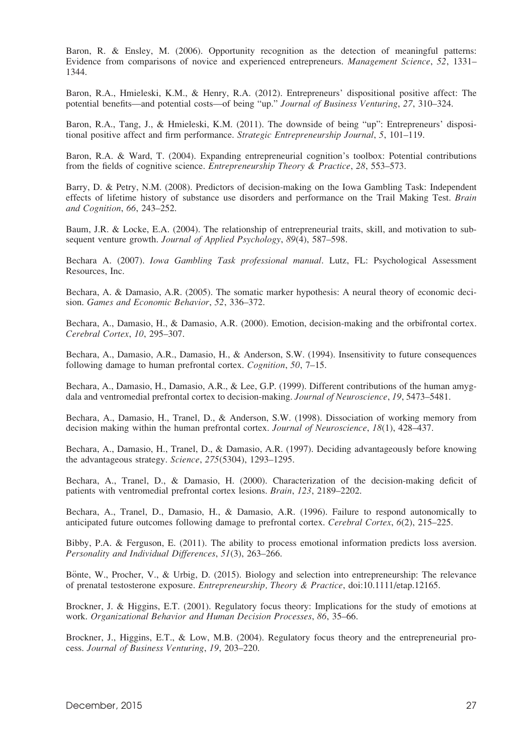Baron, R. & Ensley, M. (2006). Opportunity recognition as the detection of meaningful patterns: Evidence from comparisons of novice and experienced entrepreneurs. *Management Science*, *52*, 1331–1344.

Baron, R.A., Hmieleski, K.M., & Henry, R.A. (2012). Entrepreneurs' dispositional positive affect: The potential benefits—and potential costs—of being "up." *Journal of Business Venturing*, *27*, 310–324.

Baron, R.A., Tang, J., & Hmieleski, K.M. (2011). The downside of being "up": Entrepreneurs' dispositional positive affect and firm performance. *Strategic Entrepreneurship Journal*, *5*, 101–119.

Baron, R.A. & Ward, T. (2004). Expanding entrepreneurial cognition's toolbox: Potential contributions from the fields of cognitive science. *Entrepreneurship Theory & Practice*, *28*, 553–573.

Barry, D. & Petry, N.M. (2008). Predictors of decision-making on the Iowa Gambling Task: Independent effects of lifetime history of substance use disorders and performance on the Trail Making Test. *Brain and Cognition*, *66*, 243–252.

Baum, J.R. & Locke, E.A. (2004). The relationship of entrepreneurial traits, skill, and motivation to subsequent venture growth. *Journal of Applied Psychology*, *89*(4), 587–598.

Bechara A. (2007). *Iowa Gambling Task professional manual*. Lutz, FL: Psychological Assessment Resources, Inc.

Bechara, A. & Damasio, A.R. (2005). The somatic marker hypothesis: A neural theory of economic decision. *Games and Economic Behavior*, *52*, 336–372.

Bechara, A., Damasio, H., & Damasio, A.R. (2000). Emotion, decision-making and the orbifrontal cortex. *Cerebral Cortex*, *10*, 295–307.

Bechara, A., Damasio, A.R., Damasio, H., & Anderson, S.W. (1994). Insensitivity to future consequences following damage to human prefrontal cortex. *Cognition*, *50*, 7–15.

Bechara, A., Damasio, H., Damasio, A.R., & Lee, G.P. (1999). Different contributions of the human amygdala and ventromedial prefrontal cortex to decision-making. *Journal of Neuroscience*, *19*, 5473–5481.

Bechara, A., Damasio, H., Tranel, D., & Anderson, S.W. (1998). Dissociation of working memory from decision making within the human prefrontal cortex. *Journal of Neuroscience*, *18*(1), 428–437.

Bechara, A., Damasio, H., Tranel, D., & Damasio, A.R. (1997). Deciding advantageously before knowing the advantageous strategy. *Science*, *275*(5304), 1293–1295.

Bechara, A., Tranel, D., & Damasio, H. (2000). Characterization of the decision-making deficit of patients with ventromedial prefrontal cortex lesions. *Brain*, *123*, 2189–2202.

Bechara, A., Tranel, D., Damasio, H., & Damasio, A.R. (1996). Failure to respond autonomically to anticipated future outcomes following damage to prefrontal cortex. *Cerebral Cortex*, *6*(2), 215–225.

Bibby, P.A. & Ferguson, E. (2011). The ability to process emotional information predicts loss aversion. *Personality and Individual Differences*, *51*(3), 263–266.

Bönte, W., Procher, V., & Urbig, D. (2015). Biology and selection into entrepreneurship: The relevance of prenatal testosterone exposure. *Entrepreneurship, Theory & Practice*, doi:10.1111/etap.12165.

Brockner, J. & Higgins, E.T. (2001). Regulatory focus theory: Implications for the study of emotions at work. *Organizational Behavior and Human Decision Processes*, *86*, 35–66.

Brockner, J., Higgins, E.T., & Low, M.B. (2004). Regulatory focus theory and the entrepreneurial process. *Journal of Business Venturing*, *19*, 203–220.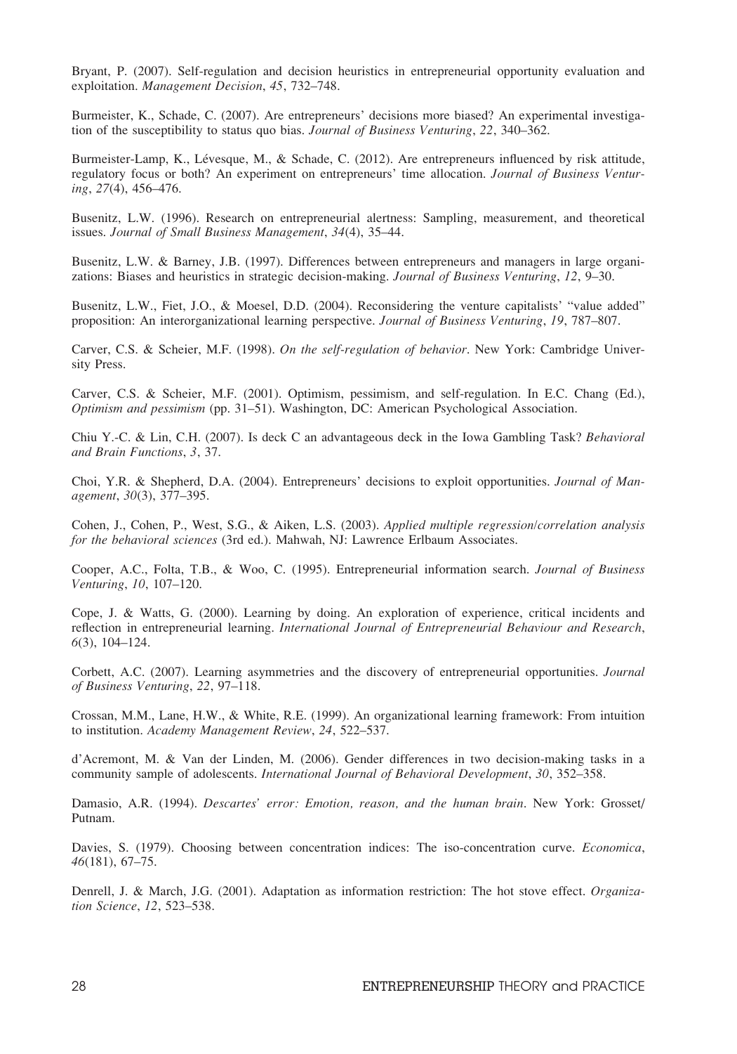Bryant, P. (2007). Self-regulation and decision heuristics in entrepreneurial opportunity evaluation and exploitation. *Management Decision*, *45*, 732–748.

Burmeister, K., Schade, C. (2007). Are entrepreneurs' decisions more biased? An experimental investigation of the susceptibility to status quo bias. *Journal of Business Venturing*, *22*, 340–362.

Burmeister-Lamp, K., Lévesque, M., & Schade, C. (2012). Are entrepreneurs influenced by risk attitude, regulatory focus or both? An experiment on entrepreneurs' time allocation. *Journal of Business Venturing*, *27*(4), 456–476.

Busenitz, L.W. (1996). Research on entrepreneurial alertness: Sampling, measurement, and theoretical issues. *Journal of Small Business Management*, *34*(4), 35–44.

Busenitz, L.W. & Barney, J.B. (1997). Differences between entrepreneurs and managers in large organizations: Biases and heuristics in strategic decision-making. *Journal of Business Venturing*, *12*, 9–30.

Busenitz, L.W., Fiet, J.O., & Moesel, D.D. (2004). Reconsidering the venture capitalists' "value added" proposition: An interorganizational learning perspective. *Journal of Business Venturing*, *19*, 787–807.

Carver, C.S. & Scheier, M.F. (1998). *On the self-regulation of behavior*. New York: Cambridge University Press.

Carver, C.S. & Scheier, M.F. (2001). Optimism, pessimism, and self-regulation. In E.C. Chang (Ed.), *Optimism and pessimism* (pp. 31–51). Washington, DC: American Psychological Association.

Chiu Y.-C. & Lin, C.H. (2007). Is deck C an advantageous deck in the Iowa Gambling Task? *Behavioral and Brain Functions*, *3*, 37.

Choi, Y.R. & Shepherd, D.A. (2004). Entrepreneurs' decisions to exploit opportunities. *Journal of Management*, *30*(3), 377–395.

Cohen, J., Cohen, P., West, S.G., & Aiken, L.S. (2003). *Applied multiple regression/correlation analysis for the behavioral sciences* (3rd ed.). Mahwah, NJ: Lawrence Erlbaum Associates.

Cooper, A.C., Folta, T.B., & Woo, C. (1995). Entrepreneurial information search. *Journal of Business Venturing*, *10*, 107–120.

Cope, J. & Watts, G. (2000). Learning by doing. An exploration of experience, critical incidents and reflection in entrepreneurial learning. *International Journal of Entrepreneurial Behaviour and Research*, *6*(3), 104–124.

Corbett, A.C. (2007). Learning asymmetries and the discovery of entrepreneurial opportunities. *Journal of Business Venturing*, *22*, 97–118.

Crossan, M.M., Lane, H.W., & White, R.E. (1999). An organizational learning framework: From intuition to institution. *Academy Management Review*, *24*, 522–537.

d'Acremont, M. & Van der Linden, M. (2006). Gender differences in two decision-making tasks in a community sample of adolescents. *International Journal of Behavioral Development*, *30*, 352–358.

Damasio, A.R. (1994). *Descartes' error: Emotion, reason, and the human brain*. New York: Grosset/Putnam.

Davies, S. (1979). Choosing between concentration indices: The iso-concentration curve. *Economica*, *46*(181), 67–75.

Denrell, J. & March, J.G. (2001). Adaptation as information restriction: The hot stove effect. *Organization Science*, *12*, 523–538.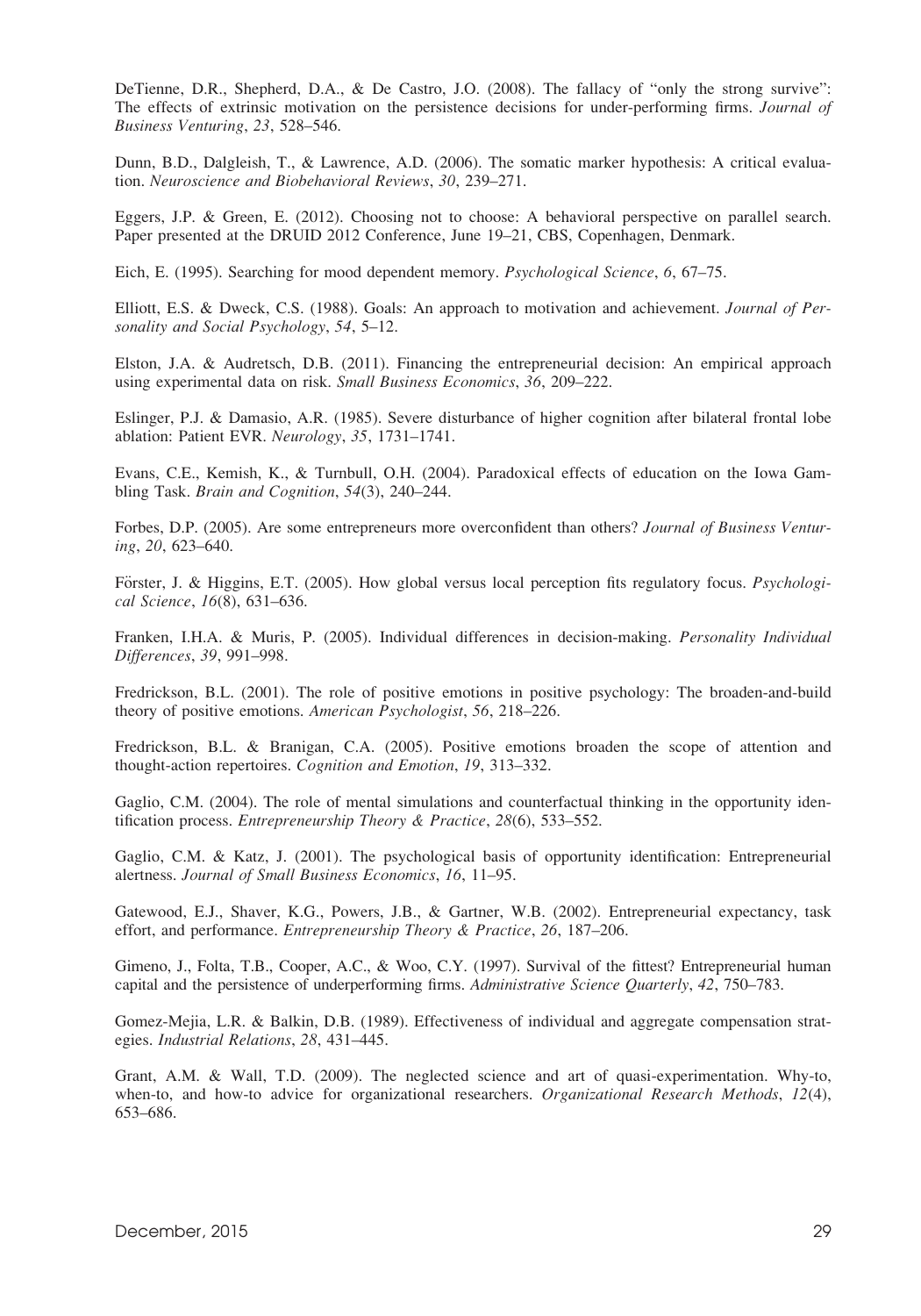DeTienne, D.R., Shepherd, D.A., & De Castro, J.O. (2008). The fallacy of "only the strong survive": The effects of extrinsic motivation on the persistence decisions for under-performing firms. *Journal of Business Venturing*, *23*, 528–546.

Dunn, B.D., Dalgleish, T., & Lawrence, A.D. (2006). The somatic marker hypothesis: A critical evaluation. *Neuroscience and Biobehavioral Reviews*, *30*, 239–271.

Eggers, J.P. & Green, E. (2012). Choosing not to choose: A behavioral perspective on parallel search. Paper presented at the DRUID 2012 Conference, June 19–21, CBS, Copenhagen, Denmark.

Eich, E. (1995). Searching for mood dependent memory. *Psychological Science*, *6*, 67–75.

Elliott, E.S. & Dweck, C.S. (1988). Goals: An approach to motivation and achievement. *Journal of Personality and Social Psychology*, *54*, 5–12.

Elston, J.A. & Audretsch, D.B. (2011). Financing the entrepreneurial decision: An empirical approach using experimental data on risk. *Small Business Economics*, *36*, 209–222.

Eslinger, P.J. & Damasio, A.R. (1985). Severe disturbance of higher cognition after bilateral frontal lobe ablation: Patient EVR. *Neurology*, *35*, 1731–1741.

Evans, C.E., Kemish, K., & Turnbull, O.H. (2004). Paradoxical effects of education on the Iowa Gambling Task. *Brain and Cognition*, *54*(3), 240–244.

Forbes, D.P. (2005). Are some entrepreneurs more overconfident than others? *Journal of Business Venturing*, *20*, 623–640.

Förster, J. & Higgins, E.T. (2005). How global versus local perception fits regulatory focus. *Psychological Science*, *16*(8), 631–636.

Franken, I.H.A. & Muris, P. (2005). Individual differences in decision-making. *Personality Individual Differences*, *39*, 991–998.

Fredrickson, B.L. (2001). The role of positive emotions in positive psychology: The broaden-and-build theory of positive emotions. *American Psychologist*, *56*, 218–226.

Fredrickson, B.L. & Branigan, C.A. (2005). Positive emotions broaden the scope of attention and thought-action repertoires. *Cognition and Emotion*, *19*, 313–332.

Gaglio, C.M. (2004). The role of mental simulations and counterfactual thinking in the opportunity identification process. *Entrepreneurship Theory & Practice*, *28*(6), 533–552.

Gaglio, C.M. & Katz, J. (2001). The psychological basis of opportunity identification: Entrepreneurial alertness. *Journal of Small Business Economics*, *16*, 11–95.

Gatewood, E.J., Shaver, K.G., Powers, J.B., & Gartner, W.B. (2002). Entrepreneurial expectancy, task effort, and performance. *Entrepreneurship Theory & Practice*, *26*, 187–206.

Gimeno, J., Folta, T.B., Cooper, A.C., & Woo, C.Y. (1997). Survival of the fittest? Entrepreneurial human capital and the persistence of underperforming firms. *Administrative Science Quarterly*, *42*, 750–783.

Gomez-Mejia, L.R. & Balkin, D.B. (1989). Effectiveness of individual and aggregate compensation strategies. *Industrial Relations*, *28*, 431–445.

Grant, A.M. & Wall, T.D. (2009). The neglected science and art of quasi-experimentation. Why-to, when-to, and how-to advice for organizational researchers. *Organizational Research Methods*, *12*(4), 653–686.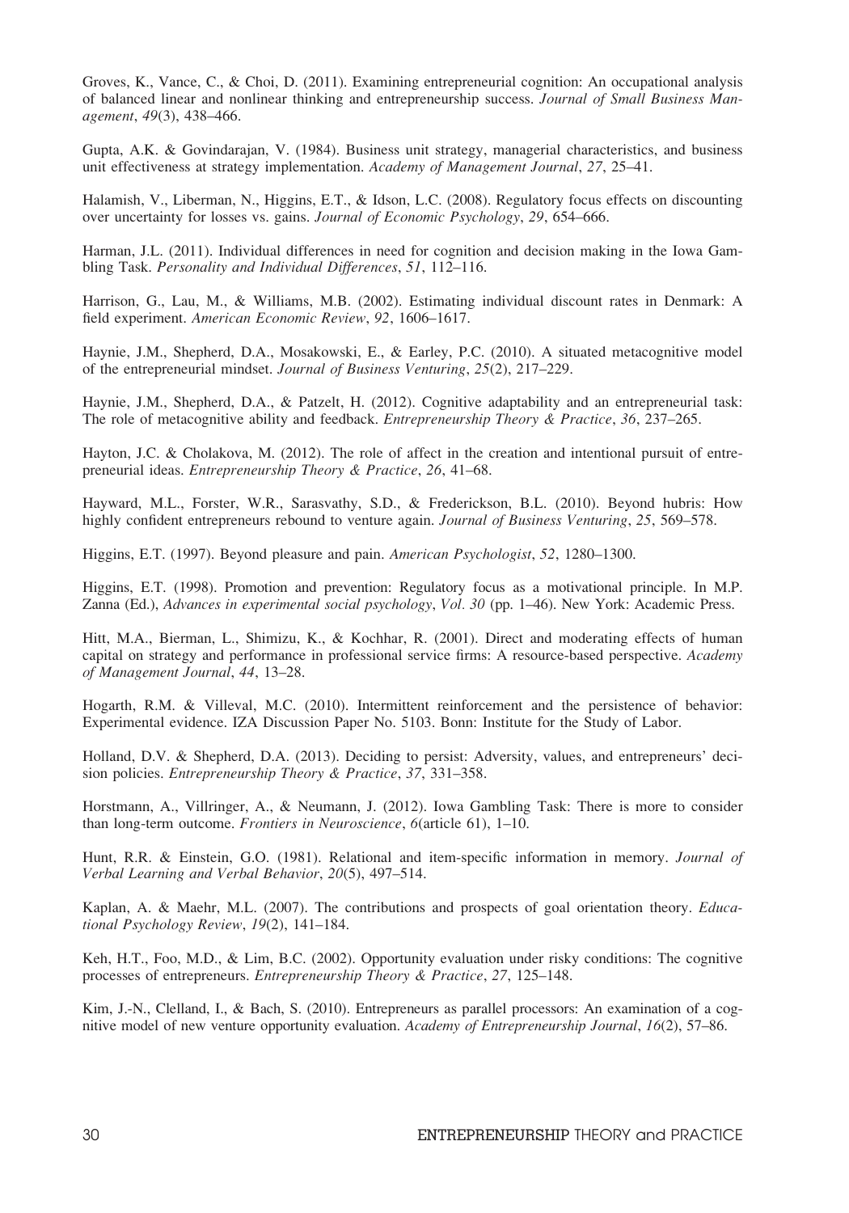Groves, K., Vance, C., & Choi, D. (2011). Examining entrepreneurial cognition: An occupational analysis of balanced linear and nonlinear thinking and entrepreneurship success. *Journal of Small Business Management*, *49*(3), 438–466.

Gupta, A.K. & Govindarajan, V. (1984). Business unit strategy, managerial characteristics, and business unit effectiveness at strategy implementation. *Academy of Management Journal*, *27*, 25–41.

Halamish, V., Liberman, N., Higgins, E.T., & Idson, L.C. (2008). Regulatory focus effects on discounting over uncertainty for losses vs. gains. *Journal of Economic Psychology*, *29*, 654–666.

Harman, J.L. (2011). Individual differences in need for cognition and decision making in the Iowa Gambling Task. *Personality and Individual Differences*, *51*, 112–116.

Harrison, G., Lau, M., & Williams, M.B. (2002). Estimating individual discount rates in Denmark: A field experiment. *American Economic Review*, *92*, 1606–1617.

Haynie, J.M., Shepherd, D.A., Mosakowski, E., & Earley, P.C. (2010). A situated metacognitive model of the entrepreneurial mindset. *Journal of Business Venturing*, *25*(2), 217–229.

Haynie, J.M., Shepherd, D.A., & Patzelt, H. (2012). Cognitive adaptability and an entrepreneurial task: The role of metacognitive ability and feedback. *Entrepreneurship Theory & Practice*, *36*, 237–265.

Hayton, J.C. & Cholakova, M. (2012). The role of affect in the creation and intentional pursuit of entrepreneurial ideas. *Entrepreneurship Theory & Practice*, *26*, 41–68.

Hayward, M.L., Forster, W.R., Sarasvathy, S.D., & Frederickson, B.L. (2010). Beyond hubris: How highly confident entrepreneurs rebound to venture again. *Journal of Business Venturing*, *25*, 569–578.

Higgins, E.T. (1997). Beyond pleasure and pain. *American Psychologist*, *52*, 1280–1300.

Higgins, E.T. (1998). Promotion and prevention: Regulatory focus as a motivational principle. In M.P. Zanna (Ed.), *Advances in experimental social psychology*, *Vol. 30* (pp. 1–46). New York: Academic Press.

Hitt, M.A., Bierman, L., Shimizu, K., & Kochhar, R. (2001). Direct and moderating effects of human capital on strategy and performance in professional service firms: A resource-based perspective. *Academy of Management Journal*, *44*, 13–28.

Hogarth, R.M. & Villeval, M.C. (2010). Intermittent reinforcement and the persistence of behavior: Experimental evidence. IZA Discussion Paper No. 5103. Bonn: Institute for the Study of Labor.

Holland, D.V. & Shepherd, D.A. (2013). Deciding to persist: Adversity, values, and entrepreneurs' decision policies. *Entrepreneurship Theory & Practice*, *37*, 331–358.

Horstmann, A., Villringer, A., & Neumann, J. (2012). Iowa Gambling Task: There is more to consider than long-term outcome. *Frontiers in Neuroscience*, *6*(article 61), 1–10.

Hunt, R.R. & Einstein, G.O. (1981). Relational and item-specific information in memory. *Journal of Verbal Learning and Verbal Behavior*, *20*(5), 497–514.

Kaplan, A. & Maehr, M.L. (2007). The contributions and prospects of goal orientation theory. *Educational Psychology Review*, *19*(2), 141–184.

Keh, H.T., Foo, M.D., & Lim, B.C. (2002). Opportunity evaluation under risky conditions: The cognitive processes of entrepreneurs. *Entrepreneurship Theory & Practice*, *27*, 125–148.

Kim, J.-N., Clelland, I., & Bach, S. (2010). Entrepreneurs as parallel processors: An examination of a cognitive model of new venture opportunity evaluation. *Academy of Entrepreneurship Journal*, *16*(2), 57–86.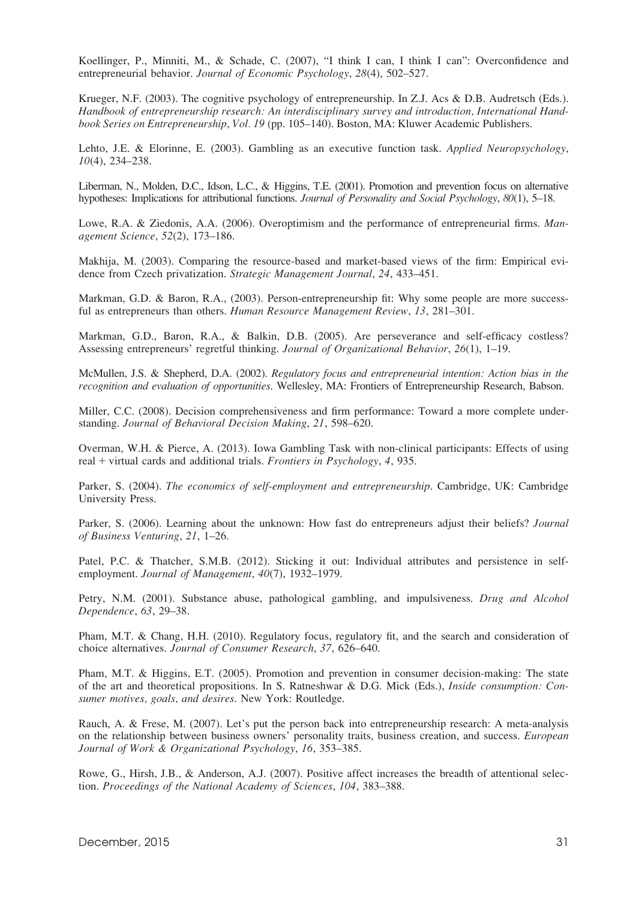Koellinger, P., Minniti, M., & Schade, C. (2007), "I think I can, I think I can": Overconfidence and entrepreneurial behavior. *Journal of Economic Psychology*, *28*(4), 502–527.

Krueger, N.F. (2003). The cognitive psychology of entrepreneurship. In Z.J. Acs & D.B. Audretsch (Eds.). *Handbook of entrepreneurship research: An interdisciplinary survey and introduction, International Handbook Series on Entrepreneurship*, *Vol. 19* (pp. 105–140). Boston, MA: Kluwer Academic Publishers.

Lehto, J.E. & Elorinne, E. (2003). Gambling as an executive function task. *Applied Neuropsychology*, *10*(4), 234–238.

Liberman, N., Molden, D.C., Idson, L.C., & Higgins, T.E. (2001). Promotion and prevention focus on alternative hypotheses: Implications for attributional functions. *Journal of Personality and Social Psychology*, *80*(1), 5–18.

Lowe, R.A. & Ziedonis, A.A. (2006). Overoptimism and the performance of entrepreneurial firms. *Management Science*, *52*(2), 173–186.

Makhija, M. (2003). Comparing the resource-based and market-based views of the firm: Empirical evidence from Czech privatization. *Strategic Management Journal*, *24*, 433–451.

Markman, G.D. & Baron, R.A., (2003). Person-entrepreneurship fit: Why some people are more successful as entrepreneurs than others. *Human Resource Management Review*, *13*, 281–301.

Markman, G.D., Baron, R.A., & Balkin, D.B. (2005). Are perseverance and self-efficacy costless? Assessing entrepreneurs' regretful thinking. *Journal of Organizational Behavior*, *26*(1), 1–19.

McMullen, J.S. & Shepherd, D.A. (2002). *Regulatory focus and entrepreneurial intention: Action bias in the recognition and evaluation of opportunities.* Wellesley, MA: Frontiers of Entrepreneurship Research, Babson.

Miller, C.C. (2008). Decision comprehensiveness and firm performance: Toward a more complete understanding. *Journal of Behavioral Decision Making*, *21*, 598–620.

Overman, W.H. & Pierce, A. (2013). Iowa Gambling Task with non-clinical participants: Effects of using real + virtual cards and additional trials. *Frontiers in Psychology*, *4*, 935.

Parker, S. (2004). *The economics of self-employment and entrepreneurship*. Cambridge, UK: Cambridge University Press.

Parker, S. (2006). Learning about the unknown: How fast do entrepreneurs adjust their beliefs? *Journal of Business Venturing*, *21*, 1–26.

Patel, P.C. & Thatcher, S.M.B. (2012). Sticking it out: Individual attributes and persistence in self-employment. *Journal of Management*, *40*(7), 1932–1979.

Petry, N.M. (2001). Substance abuse, pathological gambling, and impulsiveness. *Drug and Alcohol Dependence*, *63*, 29–38.

Pham, M.T. & Chang, H.H. (2010). Regulatory focus, regulatory fit, and the search and consideration of choice alternatives. *Journal of Consumer Research*, *37*, 626–640.

Pham, M.T. & Higgins, E.T. (2005). Promotion and prevention in consumer decision-making: The state of the art and theoretical propositions. In S. Ratneshwar & D.G. Mick (Eds.), *Inside consumption: Consumer motives, goals, and desires*. New York: Routledge.

Rauch, A. & Frese, M. (2007). Let's put the person back into entrepreneurship research: A meta-analysis on the relationship between business owners' personality traits, business creation, and success. *European Journal of Work & Organizational Psychology*, *16*, 353–385.

Rowe, G., Hirsh, J.B., & Anderson, A.J. (2007). Positive affect increases the breadth of attentional selection. *Proceedings of the National Academy of Sciences*, *104*, 383–388.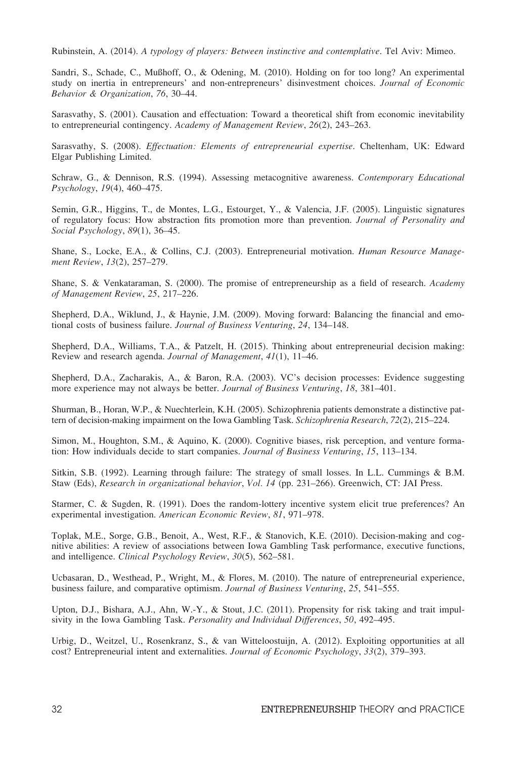Rubinstein, A. (2014). *A typology of players: Between instinctive and contemplative*. Tel Aviv: Mimeo.

Sandri, S., Schade, C., Mußhoff, O., & Odening, M. (2010). Holding on for too long? An experimental study on inertia in entrepreneurs' and non-entrepreneurs' disinvestment choices. *Journal of Economic Behavior & Organization*, *76*, 30–44.

Sarasvathy, S. (2001). Causation and effectuation: Toward a theoretical shift from economic inevitability to entrepreneurial contingency. *Academy of Management Review*, *26*(2), 243–263.

Sarasvathy, S. (2008). *Effectuation: Elements of entrepreneurial expertise*. Cheltenham, UK: Edward Elgar Publishing Limited.

Schraw, G., & Dennison, R.S. (1994). Assessing metacognitive awareness. *Contemporary Educational Psychology*, *19*(4), 460–475.

Semin, G.R., Higgins, T., de Montes, L.G., Estourget, Y., & Valencia, J.F. (2005). Linguistic signatures of regulatory focus: How abstraction fits promotion more than prevention. *Journal of Personality and Social Psychology*, *89*(1), 36–45.

Shane, S., Locke, E.A., & Collins, C.J. (2003). Entrepreneurial motivation. *Human Resource Management Review*, *13*(2), 257–279.

Shane, S. & Venkataraman, S. (2000). The promise of entrepreneurship as a field of research. *Academy of Management Review*, *25*, 217–226.

Shepherd, D.A., Wiklund, J., & Haynie, J.M. (2009). Moving forward: Balancing the financial and emotional costs of business failure. *Journal of Business Venturing*, *24*, 134–148.

Shepherd, D.A., Williams, T.A., & Patzelt, H. (2015). Thinking about entrepreneurial decision making: Review and research agenda. *Journal of Management*, *41*(1), 11–46.

Shepherd, D.A., Zacharakis, A., & Baron, R.A. (2003). VC's decision processes: Evidence suggesting more experience may not always be better. *Journal of Business Venturing*, *18*, 381–401.

Shurman, B., Horan, W.P., & Nuechterlein, K.H. (2005). Schizophrenia patients demonstrate a distinctive pattern of decision-making impairment on the Iowa Gambling Task. *Schizophrenia Research*, *72*(2), 215–224.

Simon, M., Houghton, S.M., & Aquino, K. (2000). Cognitive biases, risk perception, and venture formation: How individuals decide to start companies. *Journal of Business Venturing*, *15*, 113–134.

Sitkin, S.B. (1992). Learning through failure: The strategy of small losses. In L.L. Cummings & B.M. Staw (Eds), *Research in organizational behavior*, *Vol. 14* (pp. 231–266). Greenwich, CT: JAI Press.

Starmer, C. & Sugden, R. (1991). Does the random-lottery incentive system elicit true preferences? An experimental investigation. *American Economic Review*, *81*, 971–978.

Toplak, M.E., Sorge, G.B., Benoit, A., West, R.F., & Stanovich, K.E. (2010). Decision-making and cognitive abilities: A review of associations between Iowa Gambling Task performance, executive functions, and intelligence. *Clinical Psychology Review*, *30*(5), 562–581.

Ucbasaran, D., Westhead, P., Wright, M., & Flores, M. (2010). The nature of entrepreneurial experience, business failure, and comparative optimism. *Journal of Business Venturing*, *25*, 541–555.

Upton, D.J., Bishara, A.J., Ahn, W.-Y., & Stout, J.C. (2011). Propensity for risk taking and trait impulsivity in the Iowa Gambling Task. *Personality and Individual Differences*, *50*, 492–495.

Urbig, D., Weitzel, U., Rosenkranz, S., & van Witteloostuijn, A. (2012). Exploiting opportunities at all cost? Entrepreneurial intent and externalities. *Journal of Economic Psychology*, *33*(2), 379–393.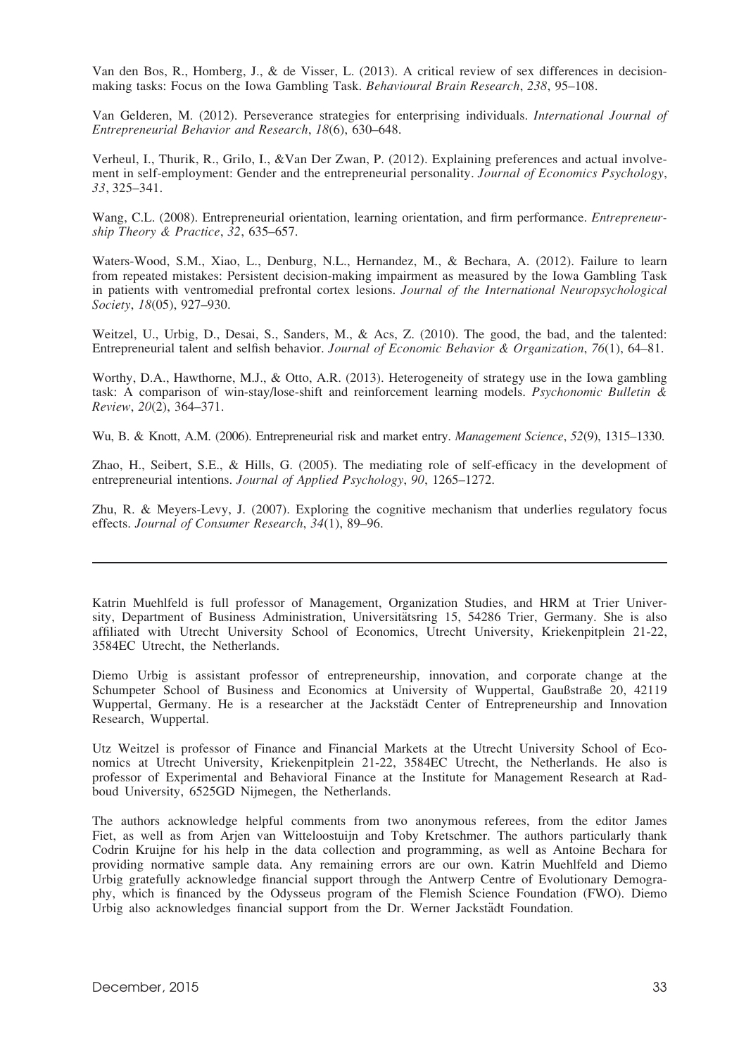Van den Bos, R., Homberg, J., & de Visser, L. (2013). A critical review of sex differences in decision-making tasks: Focus on the Iowa Gambling Task. *Behavioural Brain Research*, *238*, 95–108.

Van Gelderen, M. (2012). Perseverance strategies for enterprising individuals. *International Journal of Entrepreneurial Behavior and Research*, *18*(6), 630–648.

Verheul, I., Thurik, R., Grilo, I., &Van Der Zwan, P. (2012). Explaining preferences and actual involvement in self-employment: Gender and the entrepreneurial personality. *Journal of Economics Psychology*, *33*, 325–341.

Wang, C.L. (2008). Entrepreneurial orientation, learning orientation, and firm performance. *Entrepreneurship Theory & Practice*, *32*, 635–657.

Waters-Wood, S.M., Xiao, L., Denburg, N.L., Hernandez, M., & Bechara, A. (2012). Failure to learn from repeated mistakes: Persistent decision-making impairment as measured by the Iowa Gambling Task in patients with ventromedial prefrontal cortex lesions. *Journal of the International Neuropsychological Society*, *18*(05), 927–930.

Weitzel, U., Urbig, D., Desai, S., Sanders, M., & Acs, Z. (2010). The good, the bad, and the talented: Entrepreneurial talent and selfish behavior. *Journal of Economic Behavior & Organization*, *76*(1), 64–81.

Worthy, D.A., Hawthorne, M.J., & Otto, A.R. (2013). Heterogeneity of strategy use in the Iowa gambling task: A comparison of win-stay/lose-shift and reinforcement learning models. *Psychonomic Bulletin & Review*, *20*(2), 364–371.

Wu, B. & Knott, A.M. (2006). Entrepreneurial risk and market entry. *Management Science*, *52*(9), 1315–1330.

Zhao, H., Seibert, S.E., & Hills, G. (2005). The mediating role of self-efficacy in the development of entrepreneurial intentions. *Journal of Applied Psychology*, *90*, 1265–1272.

Zhu, R. & Meyers-Levy, J. (2007). Exploring the cognitive mechanism that underlies regulatory focus effects. *Journal of Consumer Research*, *34*(1), 89–96.

---

Katrin Muehlfeld is full professor of Management, Organization Studies, and HRM at Trier University, Department of Business Administration, Universitätsring 15, 54286 Trier, Germany. She is also affiliated with Utrecht University School of Economics, Utrecht University, Kriekenpitplein 21-22, 3584EC Utrecht, the Netherlands.

Diemo Urbig is assistant professor of entrepreneurship, innovation, and corporate change at the Schumpeter School of Business and Economics at University of Wuppertal, Gaußstraße 20, 42119 Wuppertal, Germany. He is a researcher at the Jackstädt Center of Entrepreneurship and Innovation Research, Wuppertal.

Utz Weitzel is professor of Finance and Financial Markets at the Utrecht University School of Economics at Utrecht University, Kriekenpitplein 21-22, 3584EC Utrecht, the Netherlands. He also is professor of Experimental and Behavioral Finance at the Institute for Management Research at Radboud University, 6525GD Nijmegen, the Netherlands.

The authors acknowledge helpful comments from two anonymous referees, from the editor James Fiet, as well as from Arjen van Witteloostuijn and Toby Kretschmer. The authors particularly thank Codrin Kruijne for his help in the data collection and programming, as well as Antoine Bechara for providing normative sample data. Any remaining errors are our own. Katrin Muehlfeld and Diemo Urbig gratefully acknowledge financial support through the Antwerp Centre of Evolutionary Demography, which is financed by the Odysseus program of the Flemish Science Foundation (FWO). Diemo Urbig also acknowledges financial support from the Dr. Werner Jackstädt Foundation.